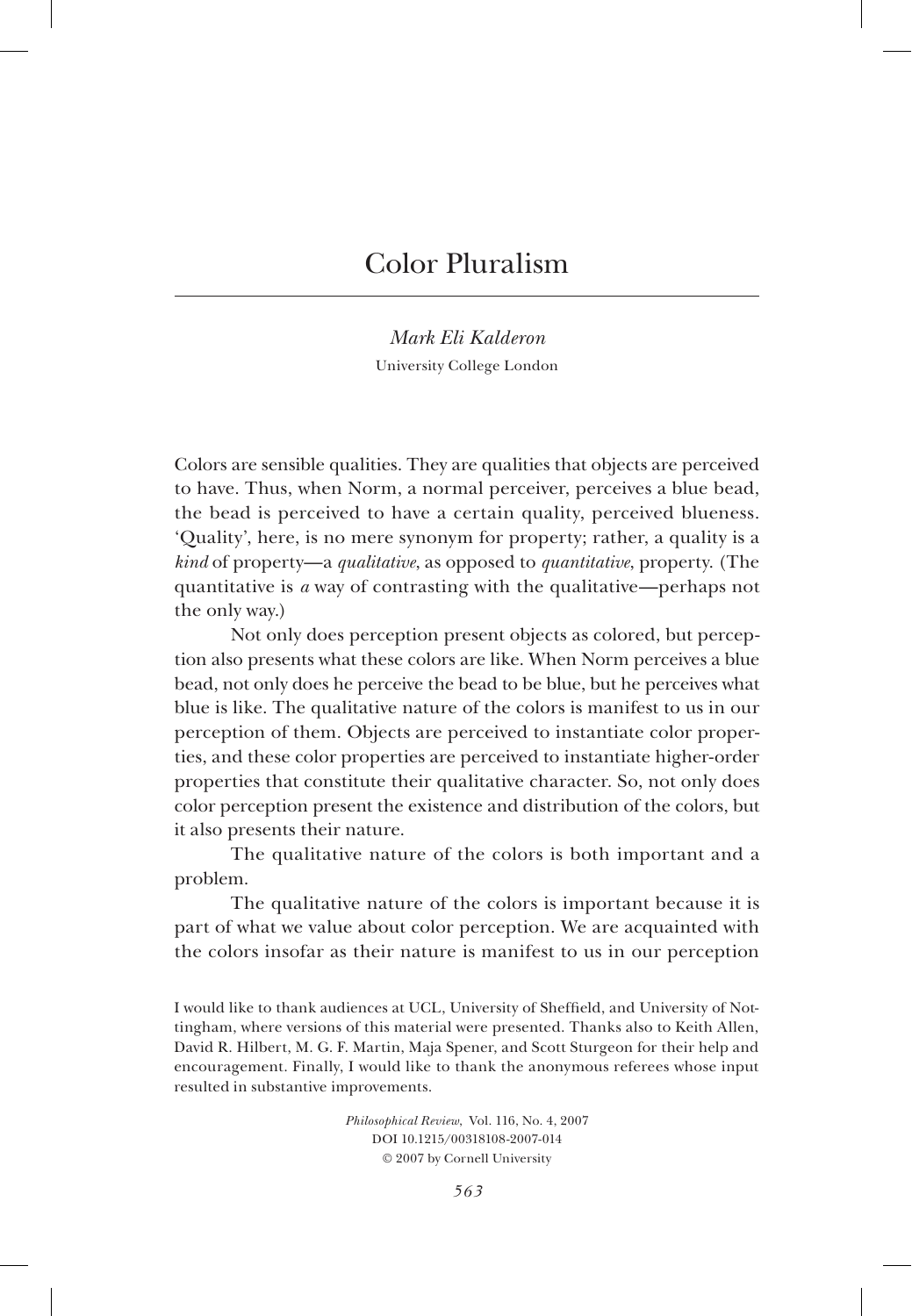# Color Pluralism

*Mark Eli Kalderon*

University College London

Colors are sensible qualities. They are qualities that objects are perceived to have. Thus, when Norm, a normal perceiver, perceives a blue bead, the bead is perceived to have a certain quality, perceived blueness. 'Quality', here, is no mere synonym for property; rather, a quality is a *kind* of property—a *qualitative*, as opposed to *quantitative*, property. (The quantitative is *a* way of contrasting with the qualitative—perhaps not the only way.)

Not only does perception present objects as colored, but perception also presents what these colors are like. When Norm perceives a blue bead, not only does he perceive the bead to be blue, but he perceives what blue is like. The qualitative nature of the colors is manifest to us in our perception of them. Objects are perceived to instantiate color properties, and these color properties are perceived to instantiate higher-order properties that constitute their qualitative character. So, not only does color perception present the existence and distribution of the colors, but it also presents their nature.

The qualitative nature of the colors is both important and a problem.

The qualitative nature of the colors is important because it is part of what we value about color perception. We are acquainted with the colors insofar as their nature is manifest to us in our perception

I would like to thank audiences at UCL, University of Sheffield, and University of Nottingham, where versions of this material were presented. Thanks also to Keith Allen, David R. Hilbert, M. G. F. Martin, Maja Spener, and Scott Sturgeon for their help and encouragement. Finally, I would like to thank the anonymous referees whose input resulted in substantive improvements.

*Philosophical Review*, Vol. 116, No. 4, 2007
DOI 10.1215/00318108-2007-014
© 2007 by Cornell University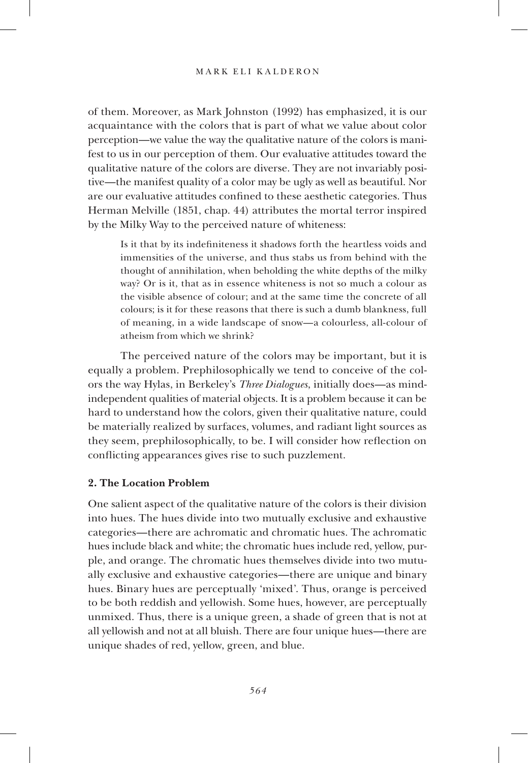of them. Moreover, as Mark Johnston (1992) has emphasized, it is our acquaintance with the colors that is part of what we value about color perception—we value the way the qualitative nature of the colors is manifest to us in our perception of them. Our evaluative attitudes toward the qualitative nature of the colors are diverse. They are not invariably positive—the manifest quality of a color may be ugly as well as beautiful. Nor are our evaluative attitudes confined to these aesthetic categories. Thus Herman Melville (1851, chap. 44) attributes the mortal terror inspired by the Milky Way to the perceived nature of whiteness:

> Is it that by its indefiniteness it shadows forth the heartless voids and immensities of the universe, and thus stabs us from behind with the thought of annihilation, when beholding the white depths of the milky way? Or is it, that as in essence whiteness is not so much a colour as the visible absence of colour; and at the same time the concrete of all colours; is it for these reasons that there is such a dumb blankness, full of meaning, in a wide landscape of snow—a colourless, all-colour of atheism from which we shrink?

The perceived nature of the colors may be important, but it is equally a problem. Prephilosophically we tend to conceive of the colors the way Hylas, in Berkeley's *Three Dialogues*, initially does—as mind-independent qualities of material objects. It is a problem because it can be hard to understand how the colors, given their qualitative nature, could be materially realized by surfaces, volumes, and radiant light sources as they seem, prephilosophically, to be. I will consider how reflection on conflicting appearances gives rise to such puzzlement.

## 2. The Location Problem

One salient aspect of the qualitative nature of the colors is their division into hues. The hues divide into two mutually exclusive and exhaustive categories—there are achromatic and chromatic hues. The achromatic hues include black and white; the chromatic hues include red, yellow, purple, and orange. The chromatic hues themselves divide into two mutually exclusive and exhaustive categories—there are unique and binary hues. Binary hues are perceptually 'mixed'. Thus, orange is perceived to be both reddish and yellowish. Some hues, however, are perceptually unmixed. Thus, there is a unique green, a shade of green that is not at all yellowish and not at all bluish. There are four unique hues—there are unique shades of red, yellow, green, and blue.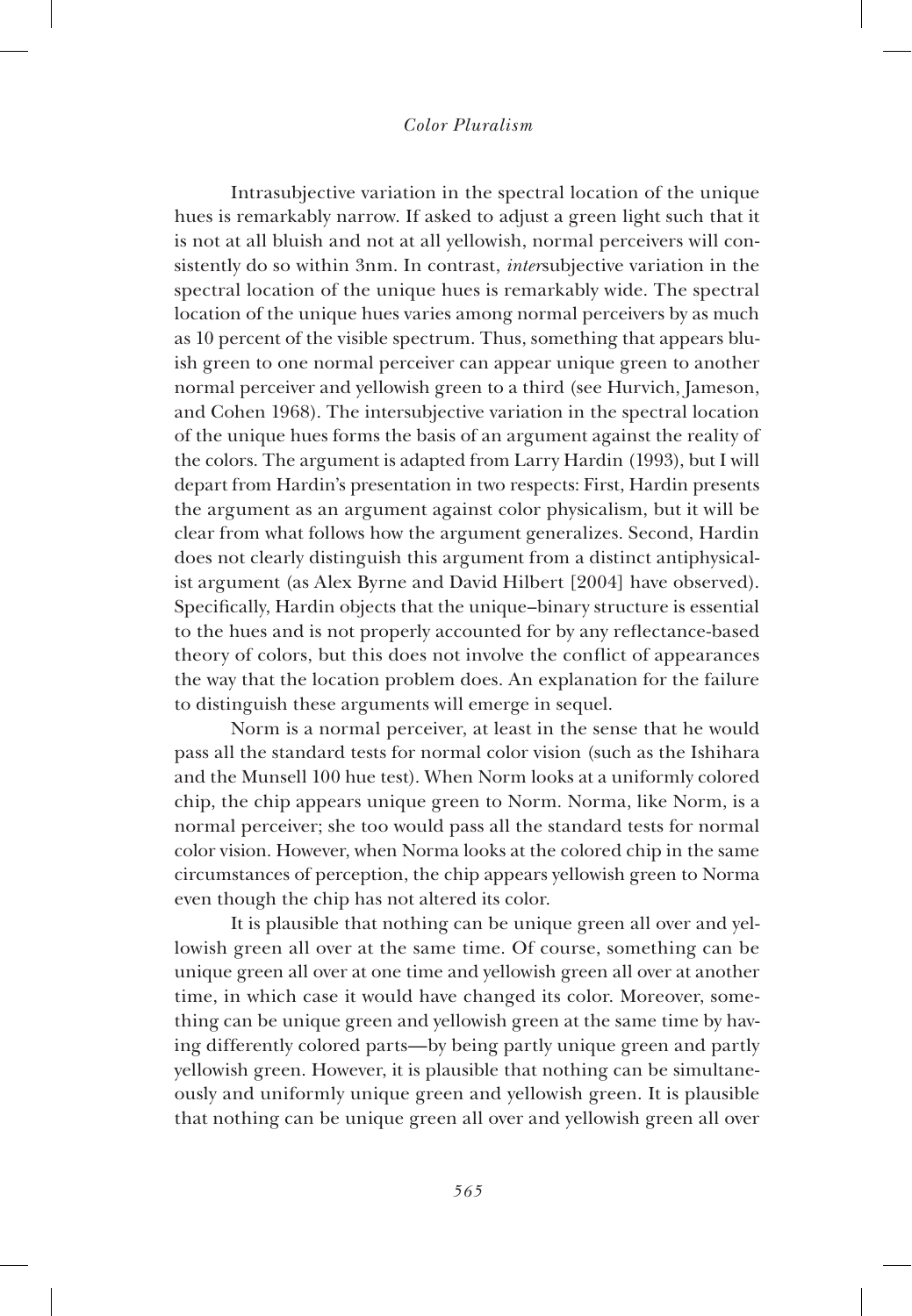Intrasubjective variation in the spectral location of the unique hues is remarkably narrow. If asked to adjust a green light such that it is not at all bluish and not at all yellowish, normal perceivers will consistently do so within 3nm. In contrast, *inter*subjective variation in the spectral location of the unique hues is remarkably wide. The spectral location of the unique hues varies among normal perceivers by as much as 10 percent of the visible spectrum. Thus, something that appears bluish green to one normal perceiver can appear unique green to another normal perceiver and yellowish green to a third (see Hurvich, Jameson, and Cohen 1968). The intersubjective variation in the spectral location of the unique hues forms the basis of an argument against the reality of the colors. The argument is adapted from Larry Hardin (1993), but I will depart from Hardin's presentation in two respects: First, Hardin presents the argument as an argument against color physicalism, but it will be clear from what follows how the argument generalizes. Second, Hardin does not clearly distinguish this argument from a distinct antiphysicalist argument (as Alex Byrne and David Hilbert [2004] have observed). Specifically, Hardin objects that the unique–binary structure is essential to the hues and is not properly accounted for by any reflectance-based theory of colors, but this does not involve the conflict of appearances the way that the location problem does. An explanation for the failure to distinguish these arguments will emerge in sequel.

Norm is a normal perceiver, at least in the sense that he would pass all the standard tests for normal color vision (such as the Ishihara and the Munsell 100 hue test). When Norm looks at a uniformly colored chip, the chip appears unique green to Norm. Norma, like Norm, is a normal perceiver; she too would pass all the standard tests for normal color vision. However, when Norma looks at the colored chip in the same circumstances of perception, the chip appears yellowish green to Norma even though the chip has not altered its color.

It is plausible that nothing can be unique green all over and yellowish green all over at the same time. Of course, something can be unique green all over at one time and yellowish green all over at another time, in which case it would have changed its color. Moreover, something can be unique green and yellowish green at the same time by having differently colored parts—by being partly unique green and partly yellowish green. However, it is plausible that nothing can be simultaneously and uniformly unique green and yellowish green. It is plausible that nothing can be unique green all over and yellowish green all over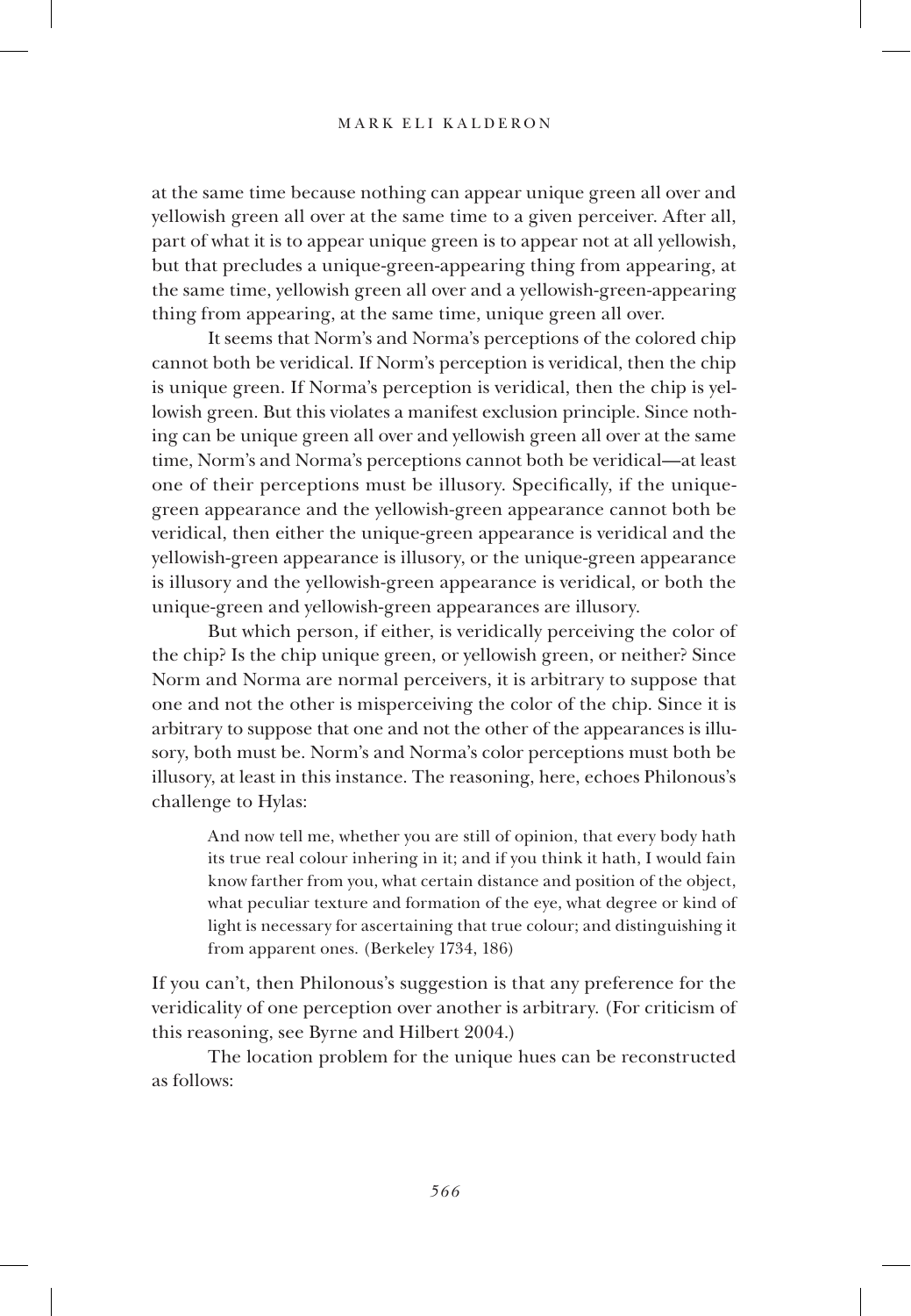at the same time because nothing can appear unique green all over and yellowish green all over at the same time to a given perceiver. After all, part of what it is to appear unique green is to appear not at all yellowish, but that precludes a unique-green-appearing thing from appearing, at the same time, yellowish green all over and a yellowish-green-appearing thing from appearing, at the same time, unique green all over.

It seems that Norm's and Norma's perceptions of the colored chip cannot both be veridical. If Norm's perception is veridical, then the chip is unique green. If Norma's perception is veridical, then the chip is yellowish green. But this violates a manifest exclusion principle. Since nothing can be unique green all over and yellowish green all over at the same time, Norm's and Norma's perceptions cannot both be veridical—at least one of their perceptions must be illusory. Specifically, if the unique-green appearance and the yellowish-green appearance cannot both be veridical, then either the unique-green appearance is veridical and the yellowish-green appearance is illusory, or the unique-green appearance is illusory and the yellowish-green appearance is veridical, or both the unique-green and yellowish-green appearances are illusory.

But which person, if either, is veridically perceiving the color of the chip? Is the chip unique green, or yellowish green, or neither? Since Norm and Norma are normal perceivers, it is arbitrary to suppose that one and not the other is misperceiving the color of the chip. Since it is arbitrary to suppose that one and not the other of the appearances is illusory, both must be. Norm's and Norma's color perceptions must both be illusory, at least in this instance. The reasoning, here, echoes Philonous's challenge to Hylas:

> And now tell me, whether you are still of opinion, that every body hath its true real colour inhering in it; and if you think it hath, I would fain know farther from you, what certain distance and position of the object, what peculiar texture and formation of the eye, what degree or kind of light is necessary for ascertaining that true colour; and distinguishing it from apparent ones. (Berkeley 1734, 186)

If you can't, then Philonous's suggestion is that any preference for the veridicality of one perception over another is arbitrary. (For criticism of this reasoning, see Byrne and Hilbert 2004.)

The location problem for the unique hues can be reconstructed as follows: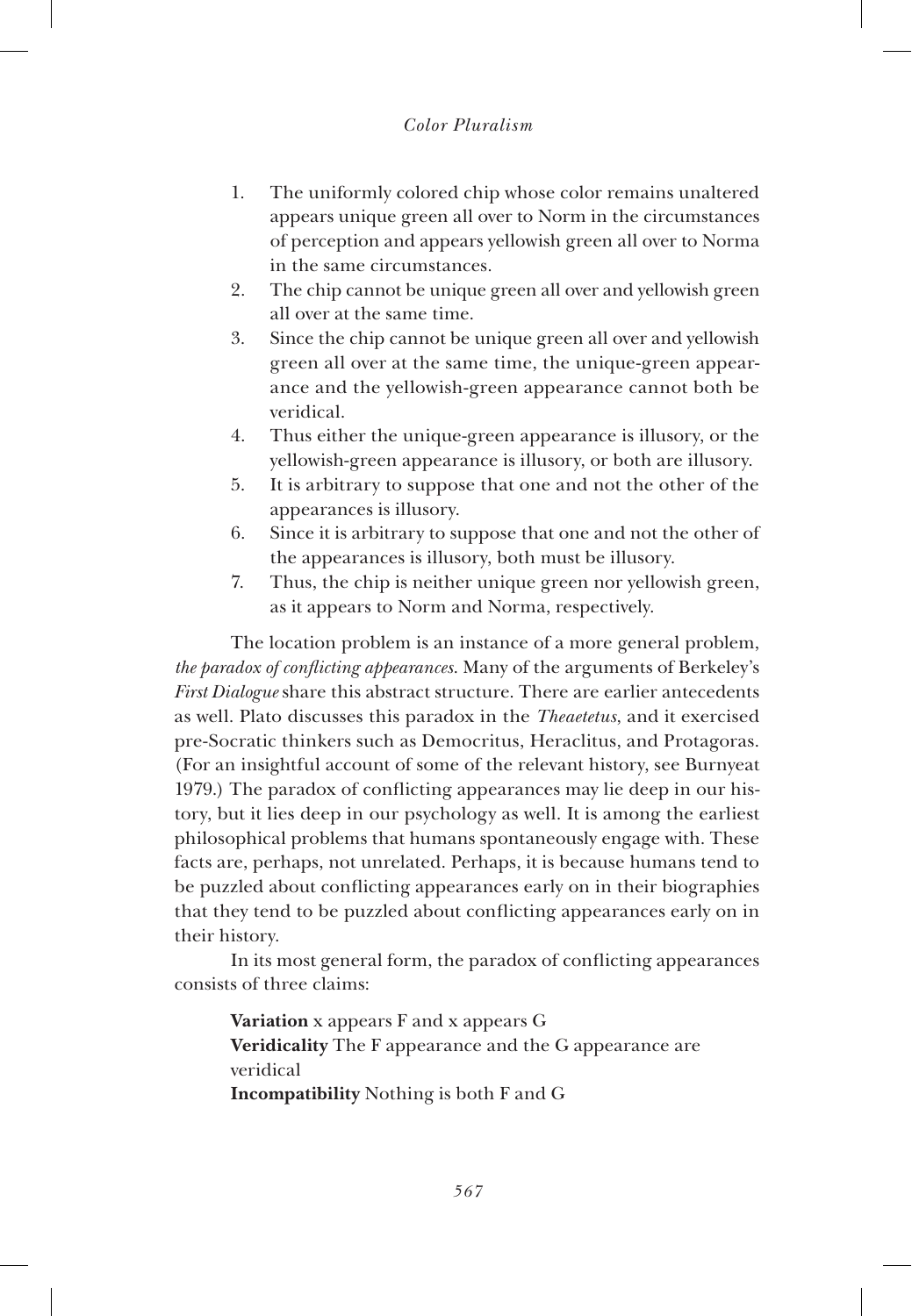1. The uniformly colored chip whose color remains unaltered appears unique green all over to Norm in the circumstances of perception and appears yellowish green all over to Norma in the same circumstances.
2. The chip cannot be unique green all over and yellowish green all over at the same time.
3. Since the chip cannot be unique green all over and yellowish green all over at the same time, the unique-green appearance and the yellowish-green appearance cannot both be veridical.
4. Thus either the unique-green appearance is illusory, or the yellowish-green appearance is illusory, or both are illusory.
5. It is arbitrary to suppose that one and not the other of the appearances is illusory.
6. Since it is arbitrary to suppose that one and not the other of the appearances is illusory, both must be illusory.
7. Thus, the chip is neither unique green nor yellowish green, as it appears to Norm and Norma, respectively.

The location problem is an instance of a more general problem, *the paradox of conflicting appearances*. Many of the arguments of Berkeley's *First Dialogue* share this abstract structure. There are earlier antecedents as well. Plato discusses this paradox in the *Theaetetus*, and it exercised pre-Socratic thinkers such as Democritus, Heraclitus, and Protagoras. (For an insightful account of some of the relevant history, see Burnyeat 1979.) The paradox of conflicting appearances may lie deep in our history, but it lies deep in our psychology as well. It is among the earliest philosophical problems that humans spontaneously engage with. These facts are, perhaps, not unrelated. Perhaps, it is because humans tend to be puzzled about conflicting appearances early on in their biographies that they tend to be puzzled about conflicting appearances early on in their history.

In its most general form, the paradox of conflicting appearances consists of three claims:

**Variation** x appears F and x appears G
**Veridicality** The F appearance and the G appearance are veridical
**Incompatibility** Nothing is both F and G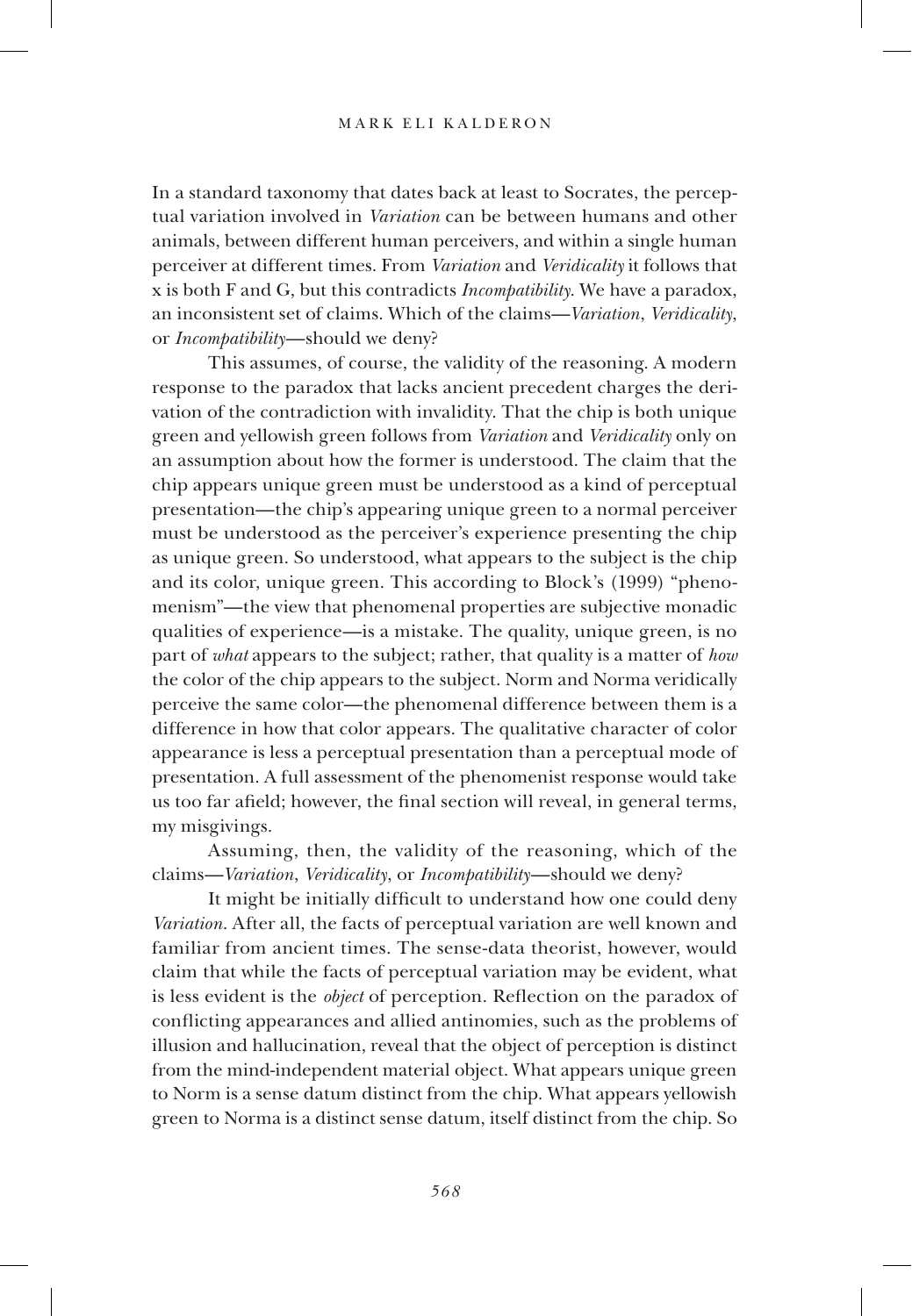In a standard taxonomy that dates back at least to Socrates, the perceptual variation involved in *Variation* can be between humans and other animals, between different human perceivers, and within a single human perceiver at different times. From *Variation* and *Veridicality* it follows that x is both F and G, but this contradicts *Incompatibility*. We have a paradox, an inconsistent set of claims. Which of the claims—*Variation*, *Veridicality*, or *Incompatibility*—should we deny?

This assumes, of course, the validity of the reasoning. A modern response to the paradox that lacks ancient precedent charges the derivation of the contradiction with invalidity. That the chip is both unique green and yellowish green follows from *Variation* and *Veridicality* only on an assumption about how the former is understood. The claim that the chip appears unique green must be understood as a kind of perceptual presentation—the chip's appearing unique green to a normal perceiver must be understood as the perceiver's experience presenting the chip as unique green. So understood, what appears to the subject is the chip and its color, unique green. This according to Block's (1999) "phenomenism"—the view that phenomenal properties are subjective monadic qualities of experience—is a mistake. The quality, unique green, is no part of *what* appears to the subject; rather, that quality is a matter of *how* the color of the chip appears to the subject. Norm and Norma veridically perceive the same color—the phenomenal difference between them is a difference in how that color appears. The qualitative character of color appearance is less a perceptual presentation than a perceptual mode of presentation. A full assessment of the phenomenist response would take us too far afield; however, the final section will reveal, in general terms, my misgivings.

Assuming, then, the validity of the reasoning, which of the claims—*Variation*, *Veridicality*, or *Incompatibility*—should we deny?

It might be initially difficult to understand how one could deny *Variation*. After all, the facts of perceptual variation are well known and familiar from ancient times. The sense-data theorist, however, would claim that while the facts of perceptual variation may be evident, what is less evident is the *object* of perception. Reflection on the paradox of conflicting appearances and allied antinomies, such as the problems of illusion and hallucination, reveal that the object of perception is distinct from the mind-independent material object. What appears unique green to Norm is a sense datum distinct from the chip. What appears yellowish green to Norma is a distinct sense datum, itself distinct from the chip. So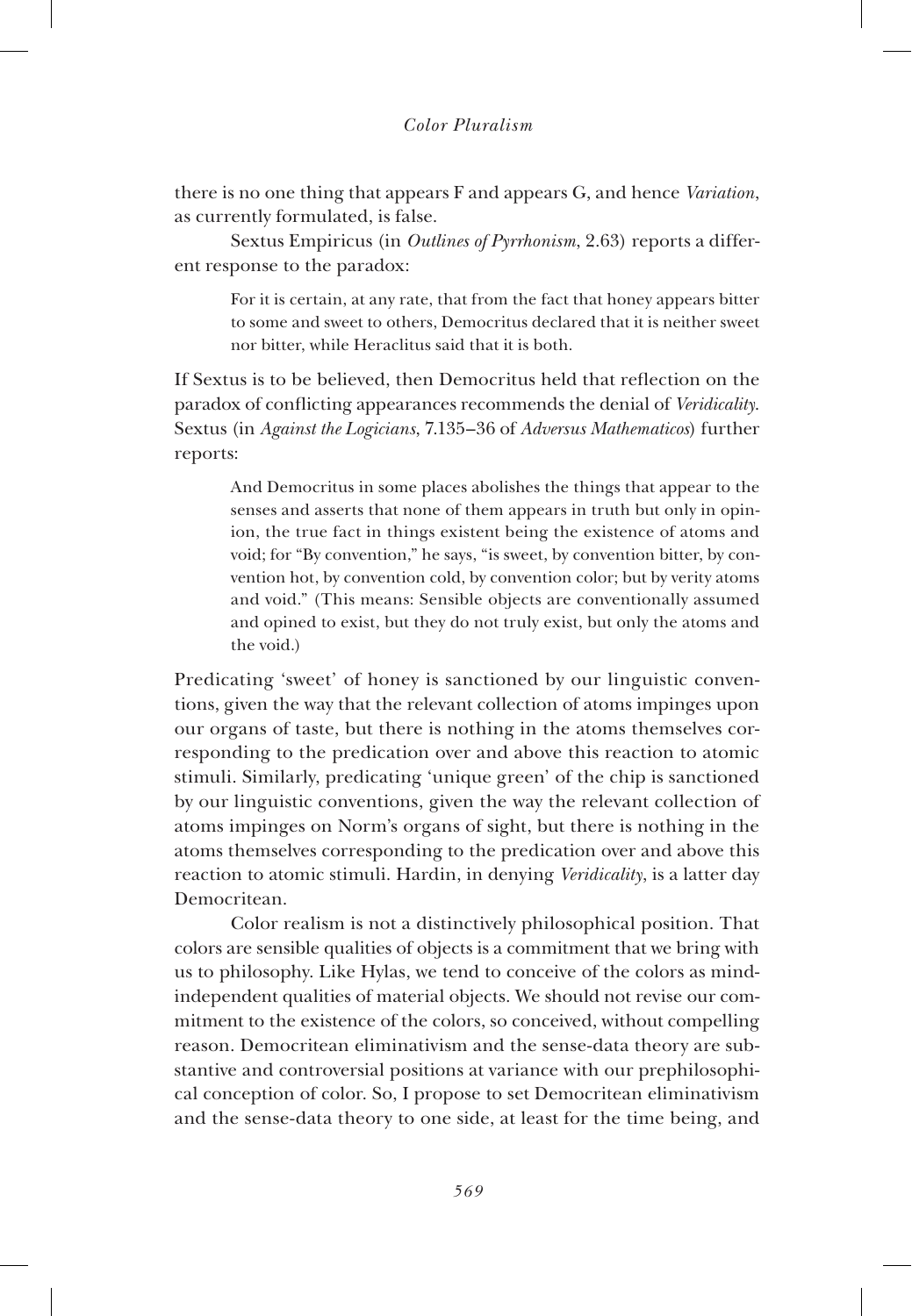there is no one thing that appears F and appears G, and hence *Variation*, as currently formulated, is false.

Sextus Empiricus (in *Outlines of Pyrrhonism*, 2.63) reports a different response to the paradox:

> For it is certain, at any rate, that from the fact that honey appears bitter to some and sweet to others, Democritus declared that it is neither sweet nor bitter, while Heraclitus said that it is both.

If Sextus is to be believed, then Democritus held that reflection on the paradox of conflicting appearances recommends the denial of *Veridicality*. Sextus (in *Against the Logicians*, 7.135–36 of *Adversus Mathematicos*) further reports:

> And Democritus in some places abolishes the things that appear to the senses and asserts that none of them appears in truth but only in opinion, the true fact in things existent being the existence of atoms and void; for "By convention," he says, "is sweet, by convention bitter, by convention hot, by convention cold, by convention color; but by verity atoms and void." (This means: Sensible objects are conventionally assumed and opined to exist, but they do not truly exist, but only the atoms and the void.)

Predicating 'sweet' of honey is sanctioned by our linguistic conventions, given the way that the relevant collection of atoms impinges upon our organs of taste, but there is nothing in the atoms themselves corresponding to the predication over and above this reaction to atomic stimuli. Similarly, predicating 'unique green' of the chip is sanctioned by our linguistic conventions, given the way the relevant collection of atoms impinges on Norm's organs of sight, but there is nothing in the atoms themselves corresponding to the predication over and above this reaction to atomic stimuli. Hardin, in denying *Veridicality*, is a latter day Democritean.

Color realism is not a distinctively philosophical position. That colors are sensible qualities of objects is a commitment that we bring with us to philosophy. Like Hylas, we tend to conceive of the colors as mind-independent qualities of material objects. We should not revise our commitment to the existence of the colors, so conceived, without compelling reason. Democritean eliminativism and the sense-data theory are substantive and controversial positions at variance with our prephilosophical conception of color. So, I propose to set Democritean eliminativism and the sense-data theory to one side, at least for the time being, and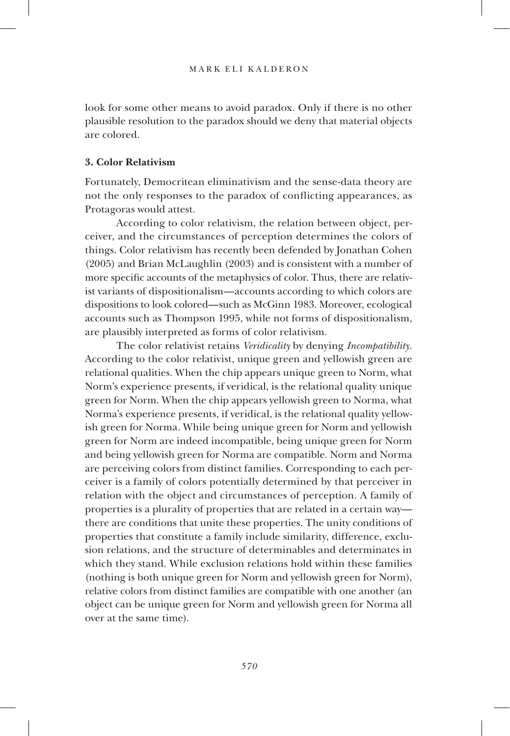look for some other means to avoid paradox. Only if there is no other plausible resolution to the paradox should we deny that material objects are colored.

### 3. Color Relativism

Fortunately, Democritean eliminativism and the sense-data theory are not the only responses to the paradox of conflicting appearances, as Protagoras would attest.

According to color relativism, the relation between object, perceiver, and the circumstances of perception determines the colors of things. Color relativism has recently been defended by Jonathan Cohen (2005) and Brian McLaughlin (2003) and is consistent with a number of more specific accounts of the metaphysics of color. Thus, there are relativist variants of dispositionalism—accounts according to which colors are dispositions to look colored—such as McGinn 1983. Moreover, ecological accounts such as Thompson 1995, while not forms of dispositionalism, are plausibly interpreted as forms of color relativism.

The color relativist retains *Veridicality* by denying *Incompatibility*. According to the color relativist, unique green and yellowish green are relational qualities. When the chip appears unique green to Norm, what Norm's experience presents, if veridical, is the relational quality unique green for Norm. When the chip appears yellowish green to Norma, what Norma's experience presents, if veridical, is the relational quality yellowish green for Norma. While being unique green for Norm and yellowish green for Norm are indeed incompatible, being unique green for Norm and being yellowish green for Norma are compatible. Norm and Norma are perceiving colors from distinct families. Corresponding to each perceiver is a family of colors potentially determined by that perceiver in relation with the object and circumstances of perception. A family of properties is a plurality of properties that are related in a certain way—there are conditions that unite these properties. The unity conditions of properties that constitute a family include similarity, difference, exclusion relations, and the structure of determinables and determinates in which they stand. While exclusion relations hold within these families (nothing is both unique green for Norm and yellowish green for Norm), relative colors from distinct families are compatible with one another (an object can be unique green for Norm and yellowish green for Norma all over at the same time).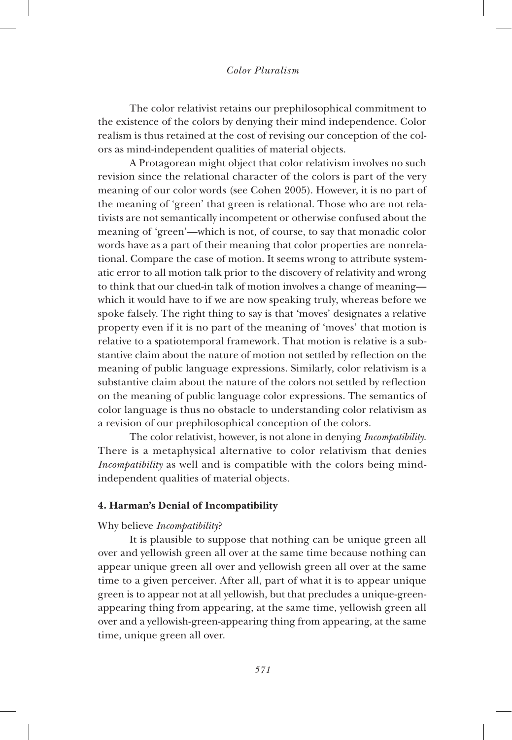The color relativist retains our prephilosophical commitment to the existence of the colors by denying their mind independence. Color realism is thus retained at the cost of revising our conception of the colors as mind-independent qualities of material objects.

A Protagorean might object that color relativism involves no such revision since the relational character of the colors is part of the very meaning of our color words (see Cohen 2005). However, it is no part of the meaning of 'green' that green is relational. Those who are not relativists are not semantically incompetent or otherwise confused about the meaning of 'green'—which is not, of course, to say that monadic color words have as a part of their meaning that color properties are nonrelational. Compare the case of motion. It seems wrong to attribute systematic error to all motion talk prior to the discovery of relativity and wrong to think that our clued-in talk of motion involves a change of meaning—which it would have to if we are now speaking truly, whereas before we spoke falsely. The right thing to say is that 'moves' designates a relative property even if it is no part of the meaning of 'moves' that motion is relative to a spatiotemporal framework. That motion is relative is a substantive claim about the nature of motion not settled by reflection on the meaning of public language expressions. Similarly, color relativism is a substantive claim about the nature of the colors not settled by reflection on the meaning of public language color expressions. The semantics of color language is thus no obstacle to understanding color relativism as a revision of our prephilosophical conception of the colors.

The color relativist, however, is not alone in denying *Incompatibility*. There is a metaphysical alternative to color relativism that denies *Incompatibility* as well and is compatible with the colors being mind-independent qualities of material objects.

## 4. Harman's Denial of Incompatibility

Why believe *Incompatibility*?

It is plausible to suppose that nothing can be unique green all over and yellowish green all over at the same time because nothing can appear unique green all over and yellowish green all over at the same time to a given perceiver. After all, part of what it is to appear unique green is to appear not at all yellowish, but that precludes a unique-green-appearing thing from appearing, at the same time, yellowish green all over and a yellowish-green-appearing thing from appearing, at the same time, unique green all over.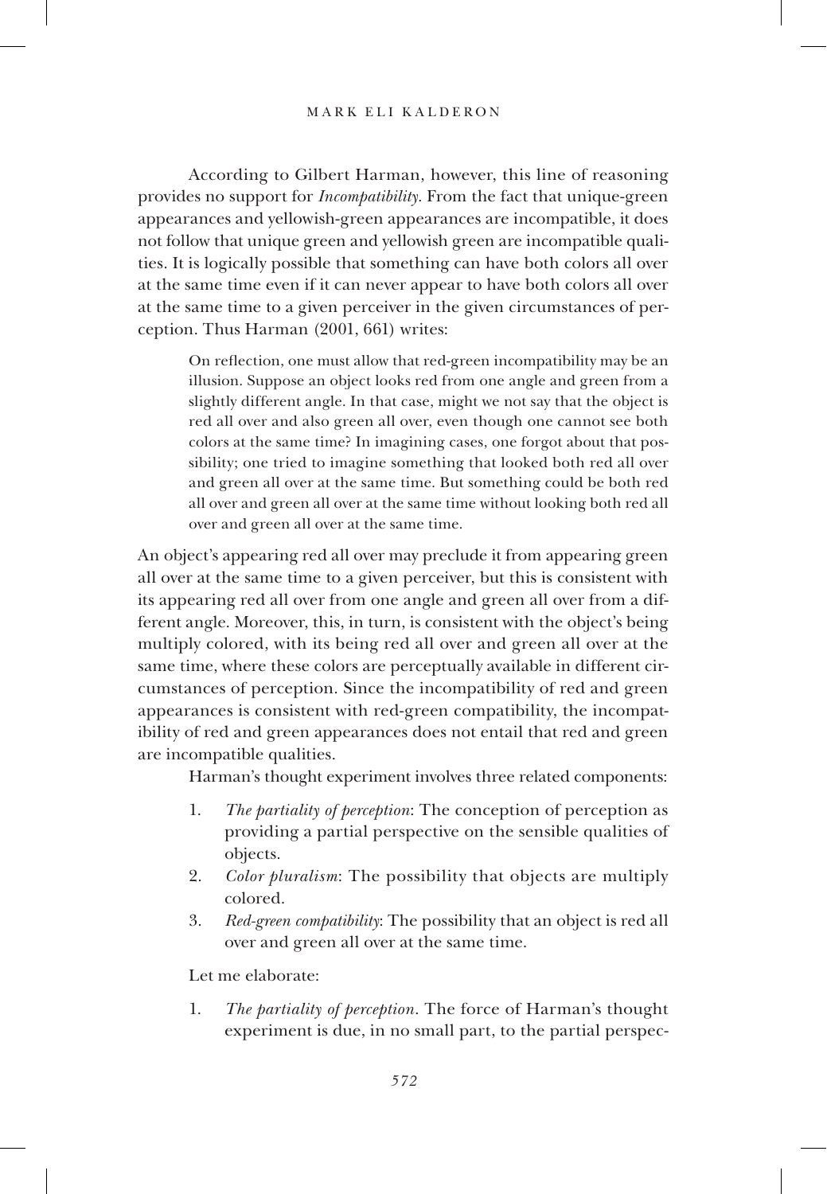According to Gilbert Harman, however, this line of reasoning provides no support for *Incompatibility*. From the fact that unique-green appearances and yellowish-green appearances are incompatible, it does not follow that unique green and yellowish green are incompatible qualities. It is logically possible that something can have both colors all over at the same time even if it can never appear to have both colors all over at the same time to a given perceiver in the given circumstances of perception. Thus Harman (2001, 661) writes:

> On reflection, one must allow that red-green incompatibility may be an illusion. Suppose an object looks red from one angle and green from a slightly different angle. In that case, might we not say that the object is red all over and also green all over, even though one cannot see both colors at the same time? In imagining cases, one forgot about that possibility; one tried to imagine something that looked both red all over and green all over at the same time. But something could be both red all over and green all over at the same time without looking both red all over and green all over at the same time.

An object's appearing red all over may preclude it from appearing green all over at the same time to a given perceiver, but this is consistent with its appearing red all over from one angle and green all over from a different angle. Moreover, this, in turn, is consistent with the object's being multiply colored, with its being red all over and green all over at the same time, where these colors are perceptually available in different circumstances of perception. Since the incompatibility of red and green appearances is consistent with red-green compatibility, the incompatibility of red and green appearances does not entail that red and green are incompatible qualities.

Harman's thought experiment involves three related components:

1. *The partiality of perception*: The conception of perception as providing a partial perspective on the sensible qualities of objects.
2. *Color pluralism*: The possibility that objects are multiply colored.
3. *Red-green compatibility*: The possibility that an object is red all over and green all over at the same time.

Let me elaborate:

1. *The partiality of perception*. The force of Harman's thought experiment is due, in no small part, to the partial perspec-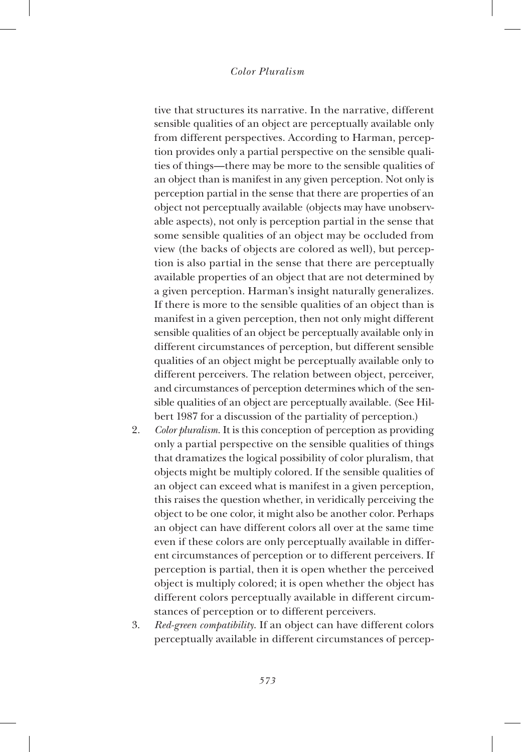tive that structures its narrative. In the narrative, different sensible qualities of an object are perceptually available only from different perspectives. According to Harman, perception provides only a partial perspective on the sensible qualities of things—there may be more to the sensible qualities of an object than is manifest in any given perception. Not only is perception partial in the sense that there are properties of an object not perceptually available (objects may have unobservable aspects), not only is perception partial in the sense that some sensible qualities of an object may be occluded from view (the backs of objects are colored as well), but perception is also partial in the sense that there are perceptually available properties of an object that are not determined by a given perception. Harman's insight naturally generalizes. If there is more to the sensible qualities of an object than is manifest in a given perception, then not only might different sensible qualities of an object be perceptually available only in different circumstances of perception, but different sensible qualities of an object might be perceptually available only to different perceivers. The relation between object, perceiver, and circumstances of perception determines which of the sensible qualities of an object are perceptually available. (See Hilbert 1987 for a discussion of the partiality of perception.)

2. *Color pluralism*. It is this conception of perception as providing only a partial perspective on the sensible qualities of things that dramatizes the logical possibility of color pluralism, that objects might be multiply colored. If the sensible qualities of an object can exceed what is manifest in a given perception, this raises the question whether, in veridically perceiving the object to be one color, it might also be another color. Perhaps an object can have different colors all over at the same time even if these colors are only perceptually available in different circumstances of perception or to different perceivers. If perception is partial, then it is open whether the perceived object is multiply colored; it is open whether the object has different colors perceptually available in different circumstances of perception or to different perceivers.
3. *Red-green compatibility*. If an object can have different colors perceptually available in different circumstances of percep-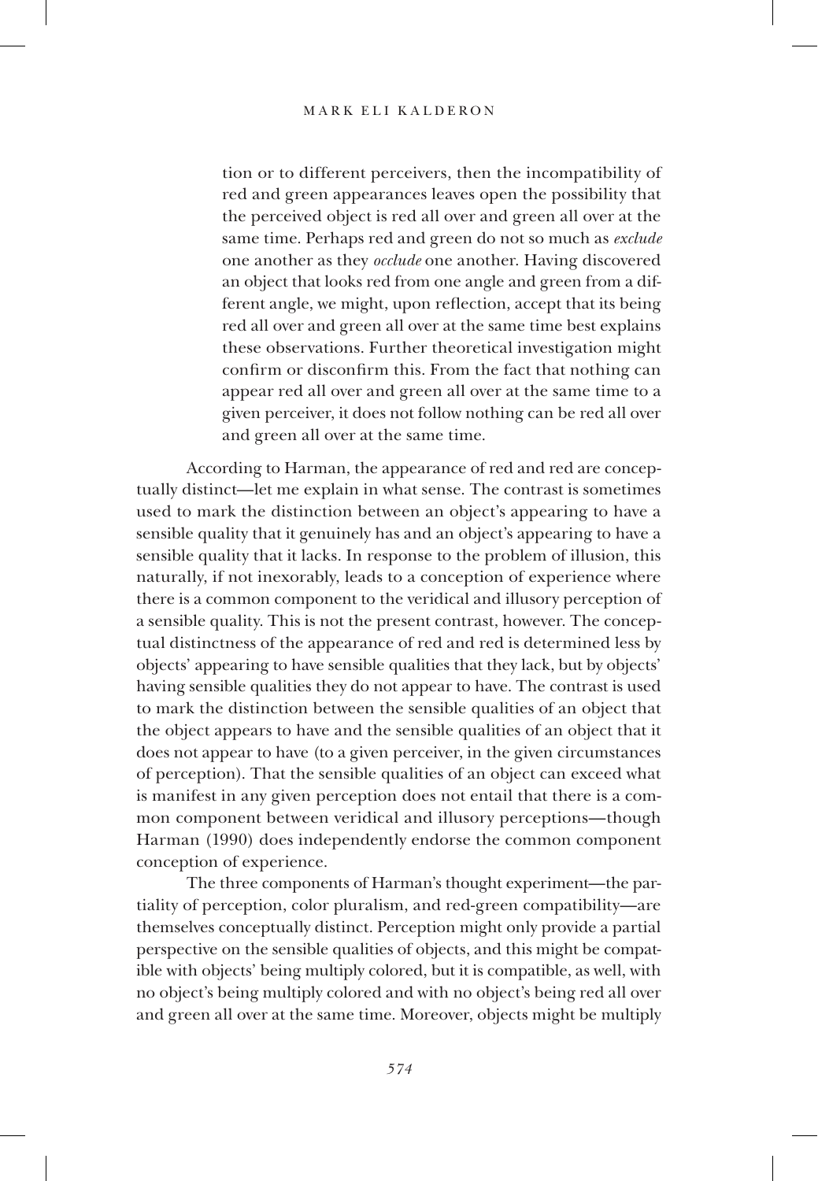tion or to different perceivers, then the incompatibility of red and green appearances leaves open the possibility that the perceived object is red all over and green all over at the same time. Perhaps red and green do not so much as *exclude* one another as they *occlude* one another. Having discovered an object that looks red from one angle and green from a different angle, we might, upon reflection, accept that its being red all over and green all over at the same time best explains these observations. Further theoretical investigation might confirm or disconfirm this. From the fact that nothing can appear red all over and green all over at the same time to a given perceiver, it does not follow nothing can be red all over and green all over at the same time.

According to Harman, the appearance of red and red are conceptually distinct—let me explain in what sense. The contrast is sometimes used to mark the distinction between an object's appearing to have a sensible quality that it genuinely has and an object's appearing to have a sensible quality that it lacks. In response to the problem of illusion, this naturally, if not inexorably, leads to a conception of experience where there is a common component to the veridical and illusory perception of a sensible quality. This is not the present contrast, however. The conceptual distinctness of the appearance of red and red is determined less by objects' appearing to have sensible qualities that they lack, but by objects' having sensible qualities they do not appear to have. The contrast is used to mark the distinction between the sensible qualities of an object that the object appears to have and the sensible qualities of an object that it does not appear to have (to a given perceiver, in the given circumstances of perception). That the sensible qualities of an object can exceed what is manifest in any given perception does not entail that there is a common component between veridical and illusory perceptions—though Harman (1990) does independently endorse the common component conception of experience.

The three components of Harman's thought experiment—the partiality of perception, color pluralism, and red-green compatibility—are themselves conceptually distinct. Perception might only provide a partial perspective on the sensible qualities of objects, and this might be compatible with objects' being multiply colored, but it is compatible, as well, with no object's being multiply colored and with no object's being red all over and green all over at the same time. Moreover, objects might be multiply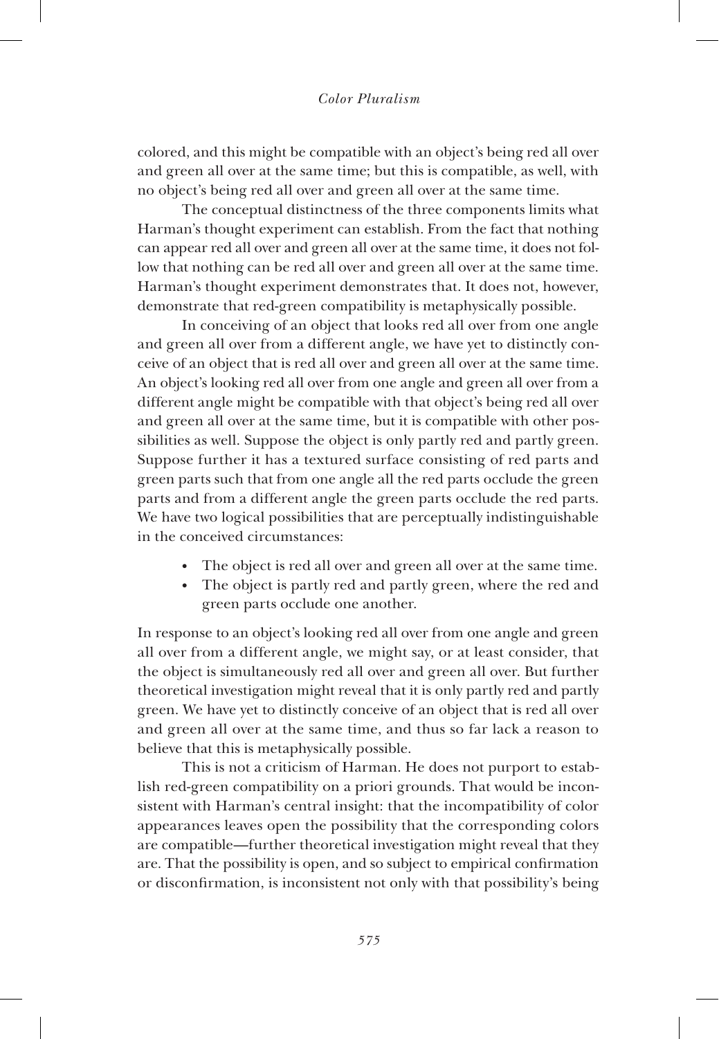colored, and this might be compatible with an object's being red all over and green all over at the same time; but this is compatible, as well, with no object's being red all over and green all over at the same time.

The conceptual distinctness of the three components limits what Harman's thought experiment can establish. From the fact that nothing can appear red all over and green all over at the same time, it does not follow that nothing can be red all over and green all over at the same time. Harman's thought experiment demonstrates that. It does not, however, demonstrate that red-green compatibility is metaphysically possible.

In conceiving of an object that looks red all over from one angle and green all over from a different angle, we have yet to distinctly conceive of an object that is red all over and green all over at the same time. An object's looking red all over from one angle and green all over from a different angle might be compatible with that object's being red all over and green all over at the same time, but it is compatible with other possibilities as well. Suppose the object is only partly red and partly green. Suppose further it has a textured surface consisting of red parts and green parts such that from one angle all the red parts occlude the green parts and from a different angle the green parts occlude the red parts. We have two logical possibilities that are perceptually indistinguishable in the conceived circumstances:

- The object is red all over and green all over at the same time.
- The object is partly red and partly green, where the red and green parts occlude one another.

In response to an object's looking red all over from one angle and green all over from a different angle, we might say, or at least consider, that the object is simultaneously red all over and green all over. But further theoretical investigation might reveal that it is only partly red and partly green. We have yet to distinctly conceive of an object that is red all over and green all over at the same time, and thus so far lack a reason to believe that this is metaphysically possible.

This is not a criticism of Harman. He does not purport to establish red-green compatibility on a priori grounds. That would be inconsistent with Harman's central insight: that the incompatibility of color appearances leaves open the possibility that the corresponding colors are compatible—further theoretical investigation might reveal that they are. That the possibility is open, and so subject to empirical confirmation or disconfirmation, is inconsistent not only with that possibility's being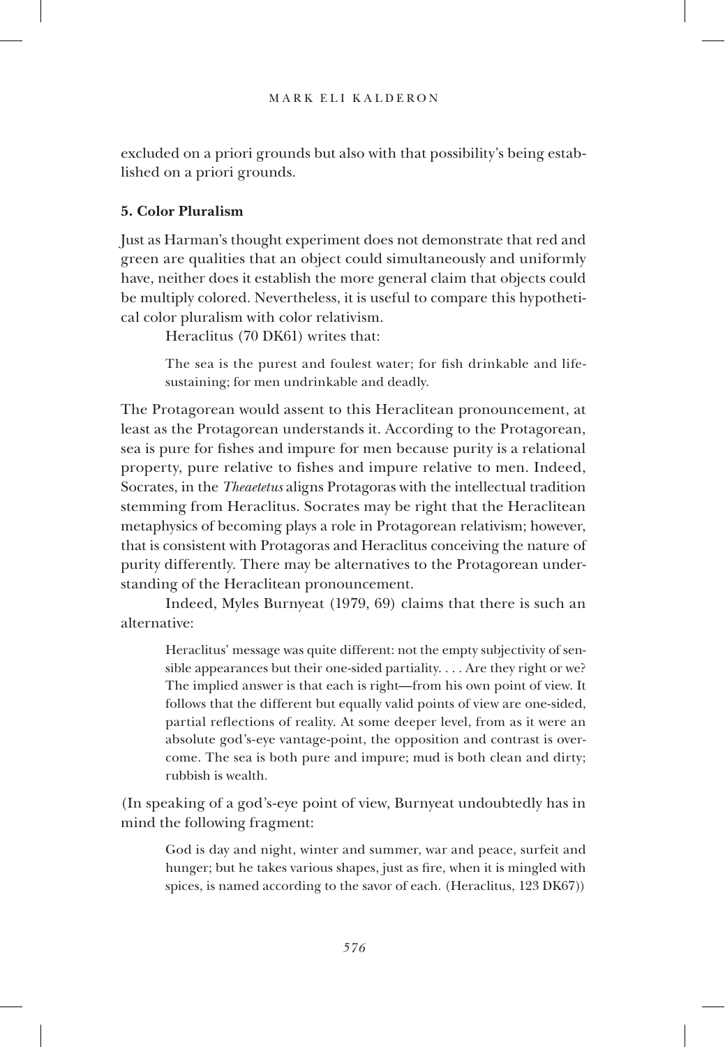excluded on a priori grounds but also with that possibility's being established on a priori grounds.

### 5. Color Pluralism

Just as Harman's thought experiment does not demonstrate that red and green are qualities that an object could simultaneously and uniformly have, neither does it establish the more general claim that objects could be multiply colored. Nevertheless, it is useful to compare this hypothetical color pluralism with color relativism.

Heraclitus (70 DK61) writes that:

> The sea is the purest and foulest water; for fish drinkable and life-sustaining; for men undrinkable and deadly.

The Protagorean would assent to this Heraclitean pronouncement, at least as the Protagorean understands it. According to the Protagorean, sea is pure for fishes and impure for men because purity is a relational property, pure relative to fishes and impure relative to men. Indeed, Socrates, in the *Theaetetus* aligns Protagoras with the intellectual tradition stemming from Heraclitus. Socrates may be right that the Heraclitean metaphysics of becoming plays a role in Protagorean relativism; however, that is consistent with Protagoras and Heraclitus conceiving the nature of purity differently. There may be alternatives to the Protagorean understanding of the Heraclitean pronouncement.

Indeed, Myles Burnyeat (1979, 69) claims that there is such an alternative:

> Heraclitus' message was quite different: not the empty subjectivity of sensible appearances but their one-sided partiality. . . . Are they right or we? The implied answer is that each is right—from his own point of view. It follows that the different but equally valid points of view are one-sided, partial reflections of reality. At some deeper level, from as it were an absolute god's-eye vantage-point, the opposition and contrast is overcome. The sea is both pure and impure; mud is both clean and dirty; rubbish is wealth.

(In speaking of a god's-eye point of view, Burnyeat undoubtedly has in mind the following fragment:

> God is day and night, winter and summer, war and peace, surfeit and hunger; but he takes various shapes, just as fire, when it is mingled with spices, is named according to the savor of each. (Heraclitus, 123 DK67))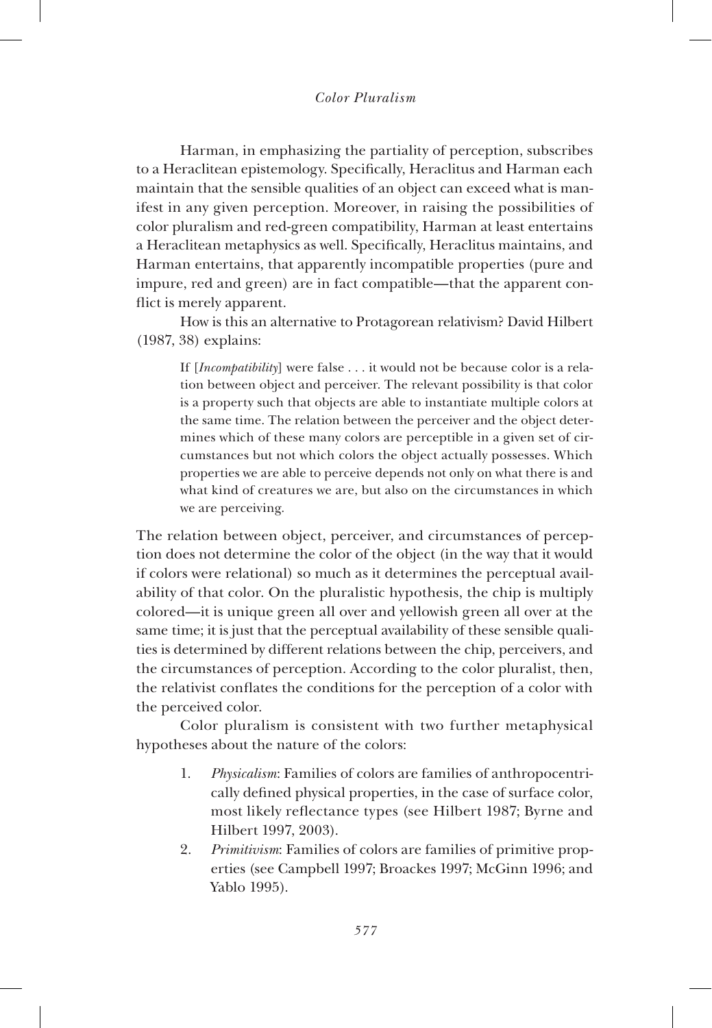Harman, in emphasizing the partiality of perception, subscribes to a Heraclitean epistemology. Specifically, Heraclitus and Harman each maintain that the sensible qualities of an object can exceed what is manifest in any given perception. Moreover, in raising the possibilities of color pluralism and red-green compatibility, Harman at least entertains a Heraclitean metaphysics as well. Specifically, Heraclitus maintains, and Harman entertains, that apparently incompatible properties (pure and impure, red and green) are in fact compatible—that the apparent conflict is merely apparent.

How is this an alternative to Protagorean relativism? David Hilbert (1987, 38) explains:

> If [*Incompatibility*] were false . . . it would not be because color is a relation between object and perceiver. The relevant possibility is that color is a property such that objects are able to instantiate multiple colors at the same time. The relation between the perceiver and the object determines which of these many colors are perceptible in a given set of circumstances but not which colors the object actually possesses. Which properties we are able to perceive depends not only on what there is and what kind of creatures we are, but also on the circumstances in which we are perceiving.

The relation between object, perceiver, and circumstances of perception does not determine the color of the object (in the way that it would if colors were relational) so much as it determines the perceptual availability of that color. On the pluralistic hypothesis, the chip is multiply colored—it is unique green all over and yellowish green all over at the same time; it is just that the perceptual availability of these sensible qualities is determined by different relations between the chip, perceivers, and the circumstances of perception. According to the color pluralist, then, the relativist conflates the conditions for the perception of a color with the perceived color.

Color pluralism is consistent with two further metaphysical hypotheses about the nature of the colors:

1. *Physicalism*: Families of colors are families of anthropocentrically defined physical properties, in the case of surface color, most likely reflectance types (see Hilbert 1987; Byrne and Hilbert 1997, 2003).
2. *Primitivism*: Families of colors are families of primitive properties (see Campbell 1997; Broackes 1997; McGinn 1996; and Yablo 1995).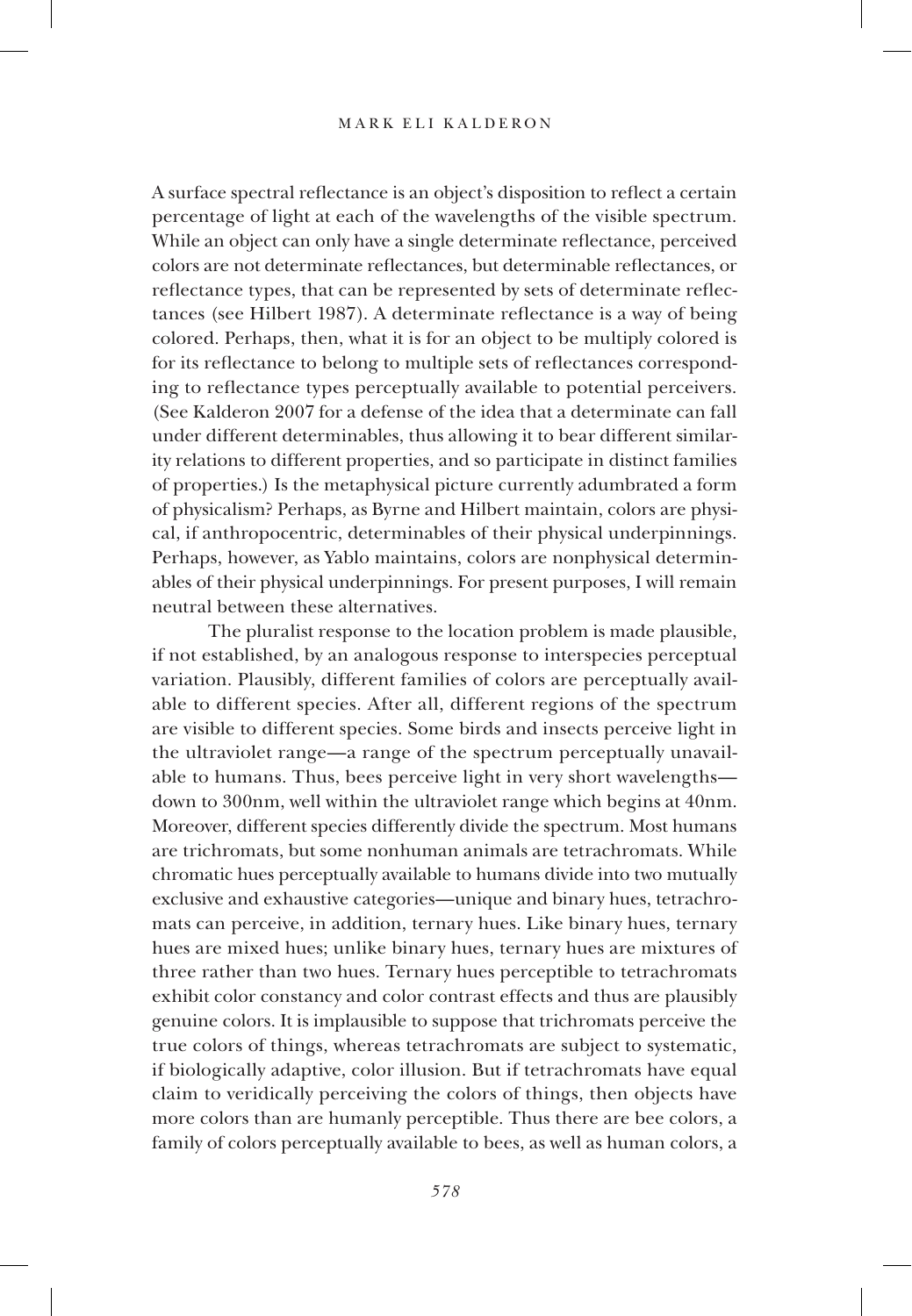A surface spectral reflectance is an object's disposition to reflect a certain percentage of light at each of the wavelengths of the visible spectrum. While an object can only have a single determinate reflectance, perceived colors are not determinate reflectances, but determinable reflectances, or reflectance types, that can be represented by sets of determinate reflectances (see Hilbert 1987). A determinate reflectance is a way of being colored. Perhaps, then, what it is for an object to be multiply colored is for its reflectance to belong to multiple sets of reflectances corresponding to reflectance types perceptually available to potential perceivers. (See Kalderon 2007 for a defense of the idea that a determinate can fall under different determinables, thus allowing it to bear different similarity relations to different properties, and so participate in distinct families of properties.) Is the metaphysical picture currently adumbrated a form of physicalism? Perhaps, as Byrne and Hilbert maintain, colors are physical, if anthropocentric, determinables of their physical underpinnings. Perhaps, however, as Yablo maintains, colors are nonphysical determinables of their physical underpinnings. For present purposes, I will remain neutral between these alternatives.

The pluralist response to the location problem is made plausible, if not established, by an analogous response to interspecies perceptual variation. Plausibly, different families of colors are perceptually available to different species. After all, different regions of the spectrum are visible to different species. Some birds and insects perceive light in the ultraviolet range—a range of the spectrum perceptually unavailable to humans. Thus, bees perceive light in very short wavelengths—down to 300nm, well within the ultraviolet range which begins at 40nm. Moreover, different species differently divide the spectrum. Most humans are trichromats, but some nonhuman animals are tetrachromats. While chromatic hues perceptually available to humans divide into two mutually exclusive and exhaustive categories—unique and binary hues, tetrachromats can perceive, in addition, ternary hues. Like binary hues, ternary hues are mixed hues; unlike binary hues, ternary hues are mixtures of three rather than two hues. Ternary hues perceptible to tetrachromats exhibit color constancy and color contrast effects and thus are plausibly genuine colors. It is implausible to suppose that trichromats perceive the true colors of things, whereas tetrachromats are subject to systematic, if biologically adaptive, color illusion. But if tetrachromats have equal claim to veridically perceiving the colors of things, then objects have more colors than are humanly perceptible. Thus there are bee colors, a family of colors perceptually available to bees, as well as human colors, a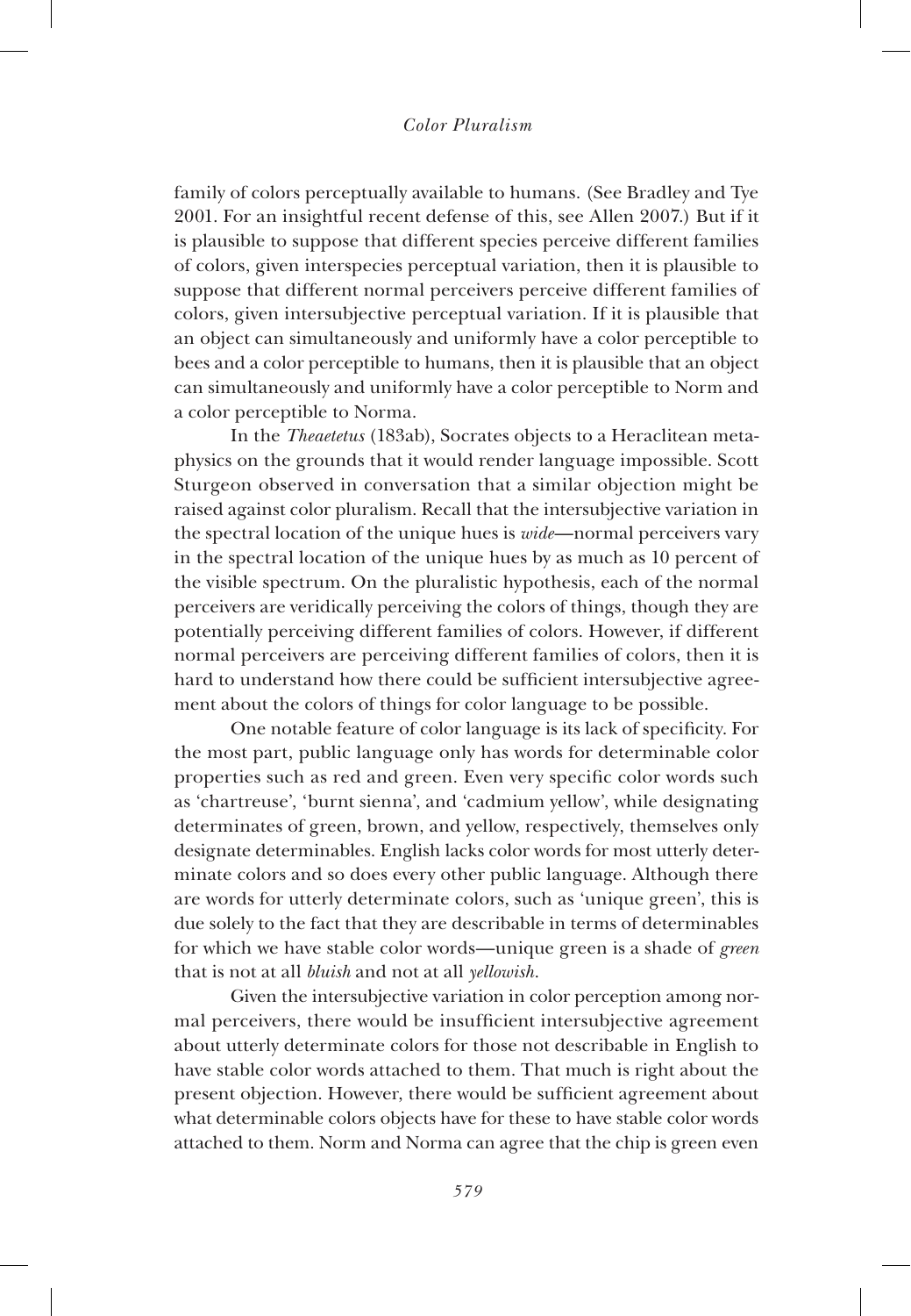family of colors perceptually available to humans. (See Bradley and Tye 2001. For an insightful recent defense of this, see Allen 2007.) But if it is plausible to suppose that different species perceive different families of colors, given interspecies perceptual variation, then it is plausible to suppose that different normal perceivers perceive different families of colors, given intersubjective perceptual variation. If it is plausible that an object can simultaneously and uniformly have a color perceptible to bees and a color perceptible to humans, then it is plausible that an object can simultaneously and uniformly have a color perceptible to Norm and a color perceptible to Norma.

In the *Theaetetus* (183ab), Socrates objects to a Heraclitean metaphysics on the grounds that it would render language impossible. Scott Sturgeon observed in conversation that a similar objection might be raised against color pluralism. Recall that the intersubjective variation in the spectral location of the unique hues is *wide*—normal perceivers vary in the spectral location of the unique hues by as much as 10 percent of the visible spectrum. On the pluralistic hypothesis, each of the normal perceivers are veridically perceiving the colors of things, though they are potentially perceiving different families of colors. However, if different normal perceivers are perceiving different families of colors, then it is hard to understand how there could be sufficient intersubjective agreement about the colors of things for color language to be possible.

One notable feature of color language is its lack of specificity. For the most part, public language only has words for determinable color properties such as red and green. Even very specific color words such as 'chartreuse', 'burnt sienna', and 'cadmium yellow', while designating determinates of green, brown, and yellow, respectively, themselves only designate determinables. English lacks color words for most utterly determinate colors and so does every other public language. Although there are words for utterly determinate colors, such as 'unique green', this is due solely to the fact that they are describable in terms of determinables for which we have stable color words—unique green is a shade of *green* that is not at all *bluish* and not at all *yellowish*.

Given the intersubjective variation in color perception among normal perceivers, there would be insufficient intersubjective agreement about utterly determinate colors for those not describable in English to have stable color words attached to them. That much is right about the present objection. However, there would be sufficient agreement about what determinable colors objects have for these to have stable color words attached to them. Norm and Norma can agree that the chip is green even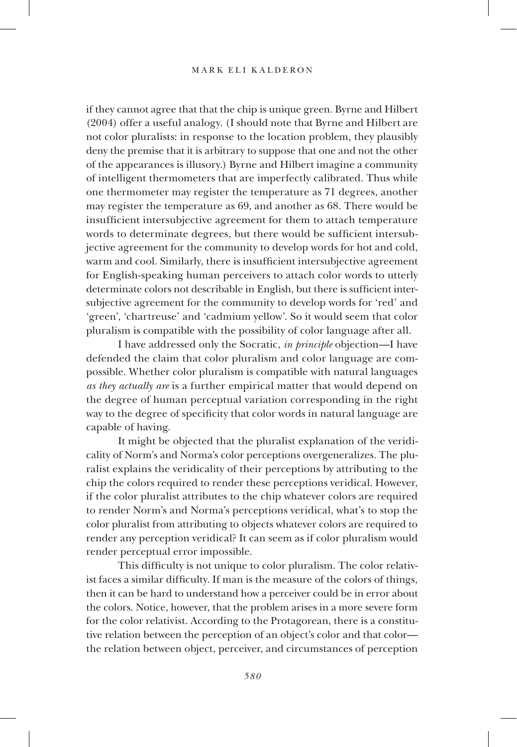if they cannot agree that that the chip is unique green. Byrne and Hilbert (2004) offer a useful analogy. (I should note that Byrne and Hilbert are not color pluralists: in response to the location problem, they plausibly deny the premise that it is arbitrary to suppose that one and not the other of the appearances is illusory.) Byrne and Hilbert imagine a community of intelligent thermometers that are imperfectly calibrated. Thus while one thermometer may register the temperature as 71 degrees, another may register the temperature as 69, and another as 68. There would be insufficient intersubjective agreement for them to attach temperature words to determinate degrees, but there would be sufficient intersubjective agreement for the community to develop words for hot and cold, warm and cool. Similarly, there is insufficient intersubjective agreement for English-speaking human perceivers to attach color words to utterly determinate colors not describable in English, but there is sufficient intersubjective agreement for the community to develop words for 'red' and 'green', 'chartreuse' and 'cadmium yellow'. So it would seem that color pluralism is compatible with the possibility of color language after all.

I have addressed only the Socratic, *in principle* objection—I have defended the claim that color pluralism and color language are compossible. Whether color pluralism is compatible with natural languages *as they actually are* is a further empirical matter that would depend on the degree of human perceptual variation corresponding in the right way to the degree of specificity that color words in natural language are capable of having.

It might be objected that the pluralist explanation of the veridicality of Norm's and Norma's color perceptions overgeneralizes. The pluralist explains the veridicality of their perceptions by attributing to the chip the colors required to render these perceptions veridical. However, if the color pluralist attributes to the chip whatever colors are required to render Norm's and Norma's perceptions veridical, what's to stop the color pluralist from attributing to objects whatever colors are required to render any perception veridical? It can seem as if color pluralism would render perceptual error impossible.

This difficulty is not unique to color pluralism. The color relativist faces a similar difficulty. If man is the measure of the colors of things, then it can be hard to understand how a perceiver could be in error about the colors. Notice, however, that the problem arises in a more severe form for the color relativist. According to the Protagorean, there is a constitutive relation between the perception of an object's color and that color—the relation between object, perceiver, and circumstances of perception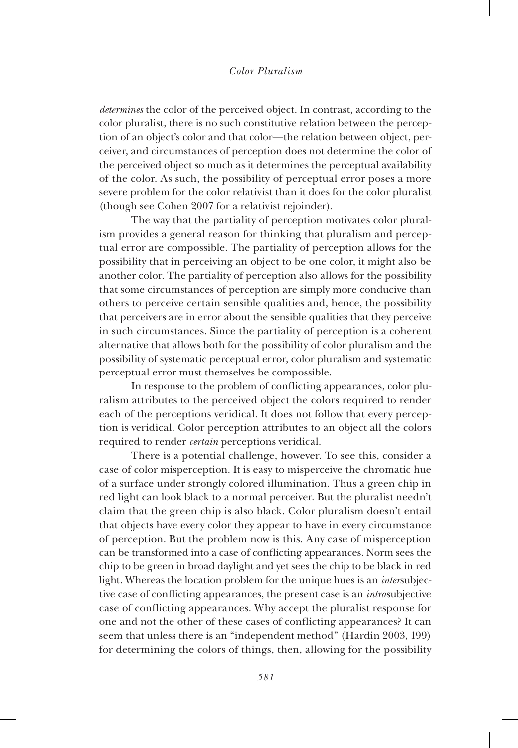*determines* the color of the perceived object. In contrast, according to the color pluralist, there is no such constitutive relation between the perception of an object's color and that color—the relation between object, perceiver, and circumstances of perception does not determine the color of the perceived object so much as it determines the perceptual availability of the color. As such, the possibility of perceptual error poses a more severe problem for the color relativist than it does for the color pluralist (though see Cohen 2007 for a relativist rejoinder).

The way that the partiality of perception motivates color pluralism provides a general reason for thinking that pluralism and perceptual error are compossible. The partiality of perception allows for the possibility that in perceiving an object to be one color, it might also be another color. The partiality of perception also allows for the possibility that some circumstances of perception are simply more conducive than others to perceive certain sensible qualities and, hence, the possibility that perceivers are in error about the sensible qualities that they perceive in such circumstances. Since the partiality of perception is a coherent alternative that allows both for the possibility of color pluralism and the possibility of systematic perceptual error, color pluralism and systematic perceptual error must themselves be compossible.

In response to the problem of conflicting appearances, color pluralism attributes to the perceived object the colors required to render each of the perceptions veridical. It does not follow that every perception is veridical. Color perception attributes to an object all the colors required to render *certain* perceptions veridical.

There is a potential challenge, however. To see this, consider a case of color misperception. It is easy to misperceive the chromatic hue of a surface under strongly colored illumination. Thus a green chip in red light can look black to a normal perceiver. But the pluralist needn't claim that the green chip is also black. Color pluralism doesn't entail that objects have every color they appear to have in every circumstance of perception. But the problem now is this. Any case of misperception can be transformed into a case of conflicting appearances. Norm sees the chip to be green in broad daylight and yet sees the chip to be black in red light. Whereas the location problem for the unique hues is an *inter*subjective case of conflicting appearances, the present case is an *intra*subjective case of conflicting appearances. Why accept the pluralist response for one and not the other of these cases of conflicting appearances? It can seem that unless there is an "independent method" (Hardin 2003, 199) for determining the colors of things, then, allowing for the possibility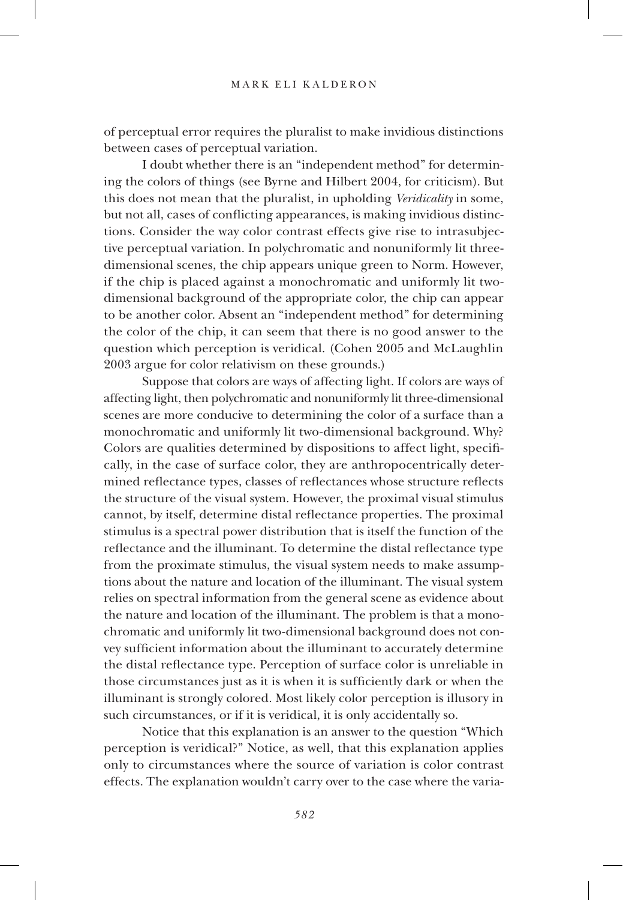of perceptual error requires the pluralist to make invidious distinctions between cases of perceptual variation.

I doubt whether there is an "independent method" for determining the colors of things (see Byrne and Hilbert 2004, for criticism). But this does not mean that the pluralist, in upholding *Veridicality* in some, but not all, cases of conflicting appearances, is making invidious distinctions. Consider the way color contrast effects give rise to intrasubjective perceptual variation. In polychromatic and nonuniformly lit three-dimensional scenes, the chip appears unique green to Norm. However, if the chip is placed against a monochromatic and uniformly lit two-dimensional background of the appropriate color, the chip can appear to be another color. Absent an "independent method" for determining the color of the chip, it can seem that there is no good answer to the question which perception is veridical. (Cohen 2005 and McLaughlin 2003 argue for color relativism on these grounds.)

Suppose that colors are ways of affecting light. If colors are ways of affecting light, then polychromatic and nonuniformly lit three-dimensional scenes are more conducive to determining the color of a surface than a monochromatic and uniformly lit two-dimensional background. Why? Colors are qualities determined by dispositions to affect light, specifically, in the case of surface color, they are anthropocentrically determined reflectance types, classes of reflectances whose structure reflects the structure of the visual system. However, the proximal visual stimulus cannot, by itself, determine distal reflectance properties. The proximal stimulus is a spectral power distribution that is itself the function of the reflectance and the illuminant. To determine the distal reflectance type from the proximate stimulus, the visual system needs to make assumptions about the nature and location of the illuminant. The visual system relies on spectral information from the general scene as evidence about the nature and location of the illuminant. The problem is that a monochromatic and uniformly lit two-dimensional background does not convey sufficient information about the illuminant to accurately determine the distal reflectance type. Perception of surface color is unreliable in those circumstances just as it is when it is sufficiently dark or when the illuminant is strongly colored. Most likely color perception is illusory in such circumstances, or if it is veridical, it is only accidentally so.

Notice that this explanation is an answer to the question "Which perception is veridical?" Notice, as well, that this explanation applies only to circumstances where the source of variation is color contrast effects. The explanation wouldn't carry over to the case where the varia-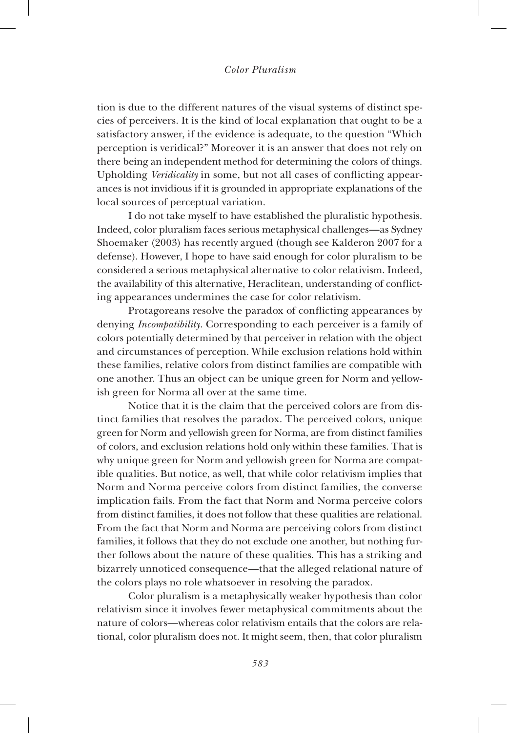tion is due to the different natures of the visual systems of distinct species of perceivers. It is the kind of local explanation that ought to be a satisfactory answer, if the evidence is adequate, to the question "Which perception is veridical?" Moreover it is an answer that does not rely on there being an independent method for determining the colors of things. Upholding *Veridicality* in some, but not all cases of conflicting appearances is not invidious if it is grounded in appropriate explanations of the local sources of perceptual variation.

I do not take myself to have established the pluralistic hypothesis. Indeed, color pluralism faces serious metaphysical challenges—as Sydney Shoemaker (2003) has recently argued (though see Kalderon 2007 for a defense). However, I hope to have said enough for color pluralism to be considered a serious metaphysical alternative to color relativism. Indeed, the availability of this alternative, Heraclitean, understanding of conflicting appearances undermines the case for color relativism.

Protagoreans resolve the paradox of conflicting appearances by denying *Incompatibility*. Corresponding to each perceiver is a family of colors potentially determined by that perceiver in relation with the object and circumstances of perception. While exclusion relations hold within these families, relative colors from distinct families are compatible with one another. Thus an object can be unique green for Norm and yellowish green for Norma all over at the same time.

Notice that it is the claim that the perceived colors are from distinct families that resolves the paradox. The perceived colors, unique green for Norm and yellowish green for Norma, are from distinct families of colors, and exclusion relations hold only within these families. That is why unique green for Norm and yellowish green for Norma are compatible qualities. But notice, as well, that while color relativism implies that Norm and Norma perceive colors from distinct families, the converse implication fails. From the fact that Norm and Norma perceive colors from distinct families, it does not follow that these qualities are relational. From the fact that Norm and Norma are perceiving colors from distinct families, it follows that they do not exclude one another, but nothing further follows about the nature of these qualities. This has a striking and bizarrely unnoticed consequence—that the alleged relational nature of the colors plays no role whatsoever in resolving the paradox.

Color pluralism is a metaphysically weaker hypothesis than color relativism since it involves fewer metaphysical commitments about the nature of colors—whereas color relativism entails that the colors are relational, color pluralism does not. It might seem, then, that color pluralism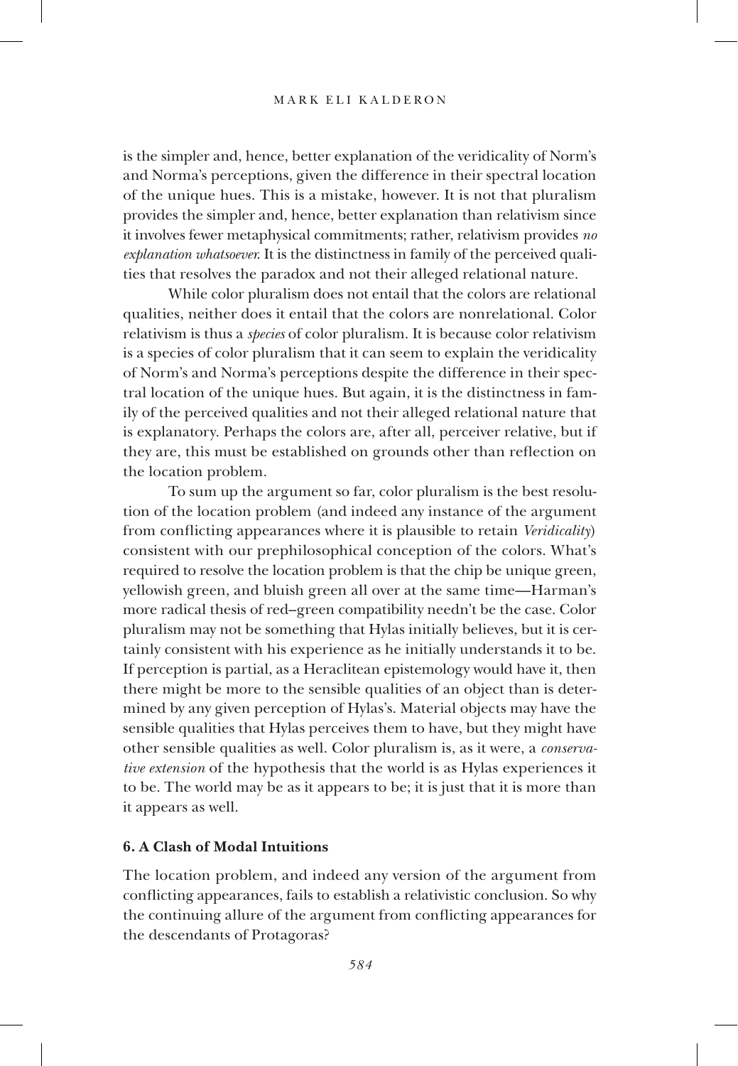is the simpler and, hence, better explanation of the veridicality of Norm's and Norma's perceptions, given the difference in their spectral location of the unique hues. This is a mistake, however. It is not that pluralism provides the simpler and, hence, better explanation than relativism since it involves fewer metaphysical commitments; rather, relativism provides *no explanation whatsoever.* It is the distinctness in family of the perceived qualities that resolves the paradox and not their alleged relational nature.

While color pluralism does not entail that the colors are relational qualities, neither does it entail that the colors are nonrelational. Color relativism is thus a *species* of color pluralism. It is because color relativism is a species of color pluralism that it can seem to explain the veridicality of Norm's and Norma's perceptions despite the difference in their spectral location of the unique hues. But again, it is the distinctness in family of the perceived qualities and not their alleged relational nature that is explanatory. Perhaps the colors are, after all, perceiver relative, but if they are, this must be established on grounds other than reflection on the location problem.

To sum up the argument so far, color pluralism is the best resolution of the location problem (and indeed any instance of the argument from conflicting appearances where it is plausible to retain *Veridicality*) consistent with our prephilosophical conception of the colors. What's required to resolve the location problem is that the chip be unique green, yellowish green, and bluish green all over at the same time—Harman's more radical thesis of red–green compatibility needn't be the case. Color pluralism may not be something that Hylas initially believes, but it is certainly consistent with his experience as he initially understands it to be. If perception is partial, as a Heraclitean epistemology would have it, then there might be more to the sensible qualities of an object than is determined by any given perception of Hylas's. Material objects may have the sensible qualities that Hylas perceives them to have, but they might have other sensible qualities as well. Color pluralism is, as it were, a *conservative extension* of the hypothesis that the world is as Hylas experiences it to be. The world may be as it appears to be; it is just that it is more than it appears as well.

### 6. A Clash of Modal Intuitions

The location problem, and indeed any version of the argument from conflicting appearances, fails to establish a relativistic conclusion. So why the continuing allure of the argument from conflicting appearances for the descendants of Protagoras?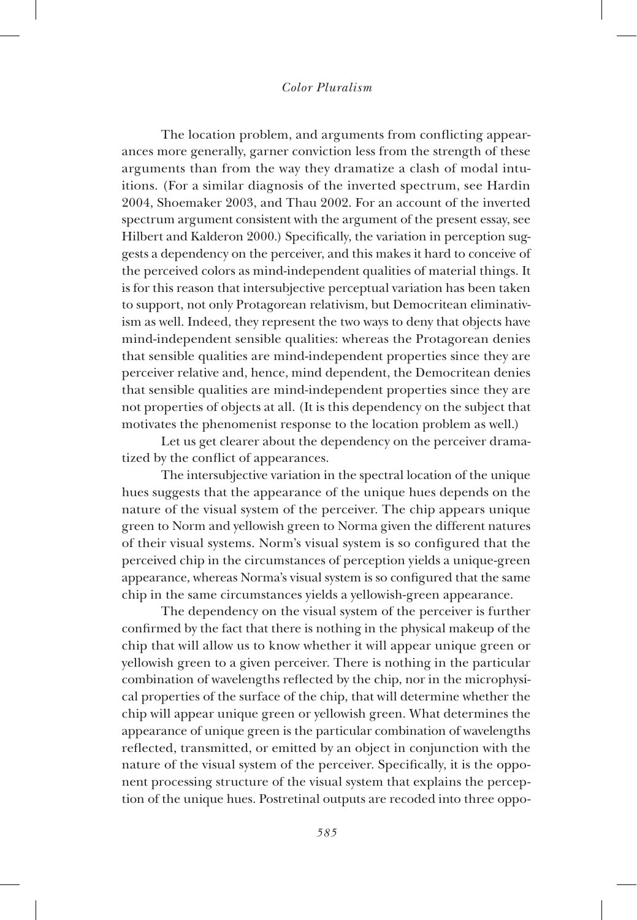The location problem, and arguments from conflicting appearances more generally, garner conviction less from the strength of these arguments than from the way they dramatize a clash of modal intuitions. (For a similar diagnosis of the inverted spectrum, see Hardin 2004, Shoemaker 2003, and Thau 2002. For an account of the inverted spectrum argument consistent with the argument of the present essay, see Hilbert and Kalderon 2000.) Specifically, the variation in perception suggests a dependency on the perceiver, and this makes it hard to conceive of the perceived colors as mind-independent qualities of material things. It is for this reason that intersubjective perceptual variation has been taken to support, not only Protagorean relativism, but Democritean eliminativism as well. Indeed, they represent the two ways to deny that objects have mind-independent sensible qualities: whereas the Protagorean denies that sensible qualities are mind-independent properties since they are perceiver relative and, hence, mind dependent, the Democritean denies that sensible qualities are mind-independent properties since they are not properties of objects at all. (It is this dependency on the subject that motivates the phenomenist response to the location problem as well.)

Let us get clearer about the dependency on the perceiver dramatized by the conflict of appearances.

The intersubjective variation in the spectral location of the unique hues suggests that the appearance of the unique hues depends on the nature of the visual system of the perceiver. The chip appears unique green to Norm and yellowish green to Norma given the different natures of their visual systems. Norm's visual system is so configured that the perceived chip in the circumstances of perception yields a unique-green appearance, whereas Norma's visual system is so configured that the same chip in the same circumstances yields a yellowish-green appearance.

The dependency on the visual system of the perceiver is further confirmed by the fact that there is nothing in the physical makeup of the chip that will allow us to know whether it will appear unique green or yellowish green to a given perceiver. There is nothing in the particular combination of wavelengths reflected by the chip, nor in the microphysical properties of the surface of the chip, that will determine whether the chip will appear unique green or yellowish green. What determines the appearance of unique green is the particular combination of wavelengths reflected, transmitted, or emitted by an object in conjunction with the nature of the visual system of the perceiver. Specifically, it is the opponent processing structure of the visual system that explains the perception of the unique hues. Postretinal outputs are recoded into three oppo-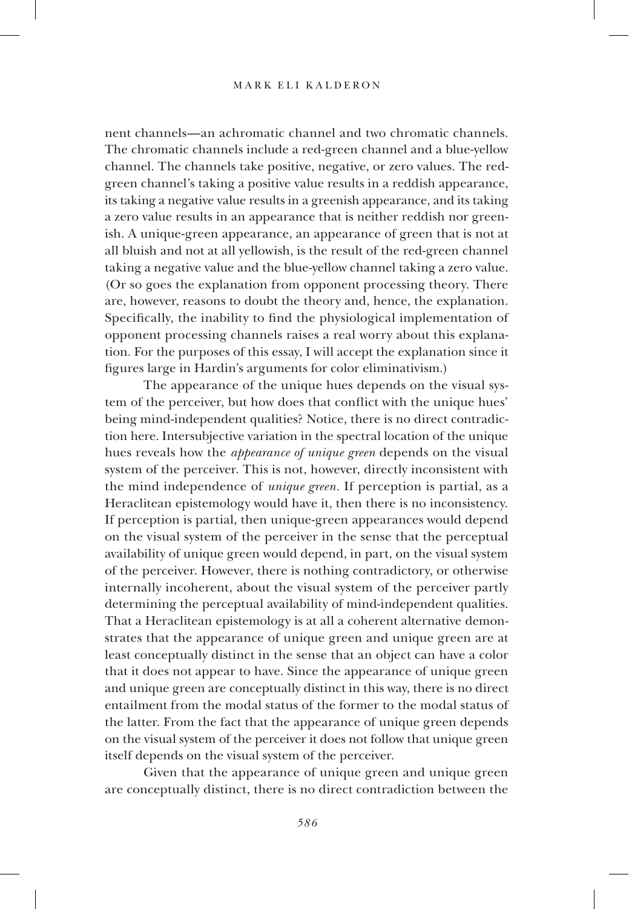nent channels—an achromatic channel and two chromatic channels. The chromatic channels include a red-green channel and a blue-yellow channel. The channels take positive, negative, or zero values. The red-green channel's taking a positive value results in a reddish appearance, its taking a negative value results in a greenish appearance, and its taking a zero value results in an appearance that is neither reddish nor greenish. A unique-green appearance, an appearance of green that is not at all bluish and not at all yellowish, is the result of the red-green channel taking a negative value and the blue-yellow channel taking a zero value. (Or so goes the explanation from opponent processing theory. There are, however, reasons to doubt the theory and, hence, the explanation. Specifically, the inability to find the physiological implementation of opponent processing channels raises a real worry about this explanation. For the purposes of this essay, I will accept the explanation since it figures large in Hardin's arguments for color eliminativism.)

The appearance of the unique hues depends on the visual system of the perceiver, but how does that conflict with the unique hues' being mind-independent qualities? Notice, there is no direct contradiction here. Intersubjective variation in the spectral location of the unique hues reveals how the *appearance of unique green* depends on the visual system of the perceiver. This is not, however, directly inconsistent with the mind independence of *unique green*. If perception is partial, as a Heraclitean epistemology would have it, then there is no inconsistency. If perception is partial, then unique-green appearances would depend on the visual system of the perceiver in the sense that the perceptual availability of unique green would depend, in part, on the visual system of the perceiver. However, there is nothing contradictory, or otherwise internally incoherent, about the visual system of the perceiver partly determining the perceptual availability of mind-independent qualities. That a Heraclitean epistemology is at all a coherent alternative demonstrates that the appearance of unique green and unique green are at least conceptually distinct in the sense that an object can have a color that it does not appear to have. Since the appearance of unique green and unique green are conceptually distinct in this way, there is no direct entailment from the modal status of the former to the modal status of the latter. From the fact that the appearance of unique green depends on the visual system of the perceiver it does not follow that unique green itself depends on the visual system of the perceiver.

Given that the appearance of unique green and unique green are conceptually distinct, there is no direct contradiction between the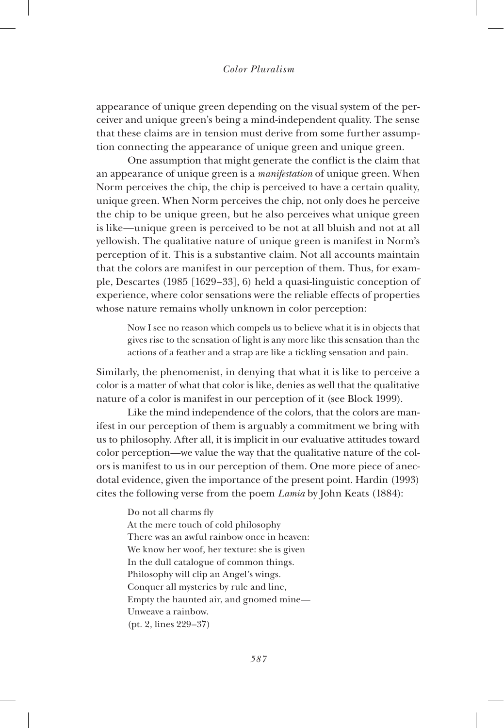appearance of unique green depending on the visual system of the perceiver and unique green's being a mind-independent quality. The sense that these claims are in tension must derive from some further assumption connecting the appearance of unique green and unique green.

One assumption that might generate the conflict is the claim that an appearance of unique green is a *manifestation* of unique green. When Norm perceives the chip, the chip is perceived to have a certain quality, unique green. When Norm perceives the chip, not only does he perceive the chip to be unique green, but he also perceives what unique green is like—unique green is perceived to be not at all bluish and not at all yellowish. The qualitative nature of unique green is manifest in Norm's perception of it. This is a substantive claim. Not all accounts maintain that the colors are manifest in our perception of them. Thus, for example, Descartes (1985 [1629–33], 6) held a quasi-linguistic conception of experience, where color sensations were the reliable effects of properties whose nature remains wholly unknown in color perception:

> Now I see no reason which compels us to believe what it is in objects that gives rise to the sensation of light is any more like this sensation than the actions of a feather and a strap are like a tickling sensation and pain.

Similarly, the phenomenist, in denying that what it is like to perceive a color is a matter of what that color is like, denies as well that the qualitative nature of a color is manifest in our perception of it (see Block 1999).

Like the mind independence of the colors, that the colors are manifest in our perception of them is arguably a commitment we bring with us to philosophy. After all, it is implicit in our evaluative attitudes toward color perception—we value the way that the qualitative nature of the colors is manifest to us in our perception of them. One more piece of anecdotal evidence, given the importance of the present point. Hardin (1993) cites the following verse from the poem *Lamia* by John Keats (1884):

> Do not all charms fly
> At the mere touch of cold philosophy
> There was an awful rainbow once in heaven:
> We know her woof, her texture: she is given
> In the dull catalogue of common things.
> Philosophy will clip an Angel's wings.
> Conquer all mysteries by rule and line,
> Empty the haunted air, and gnomed mine—
> Unweave a rainbow.
> (pt. 2, lines 229–37)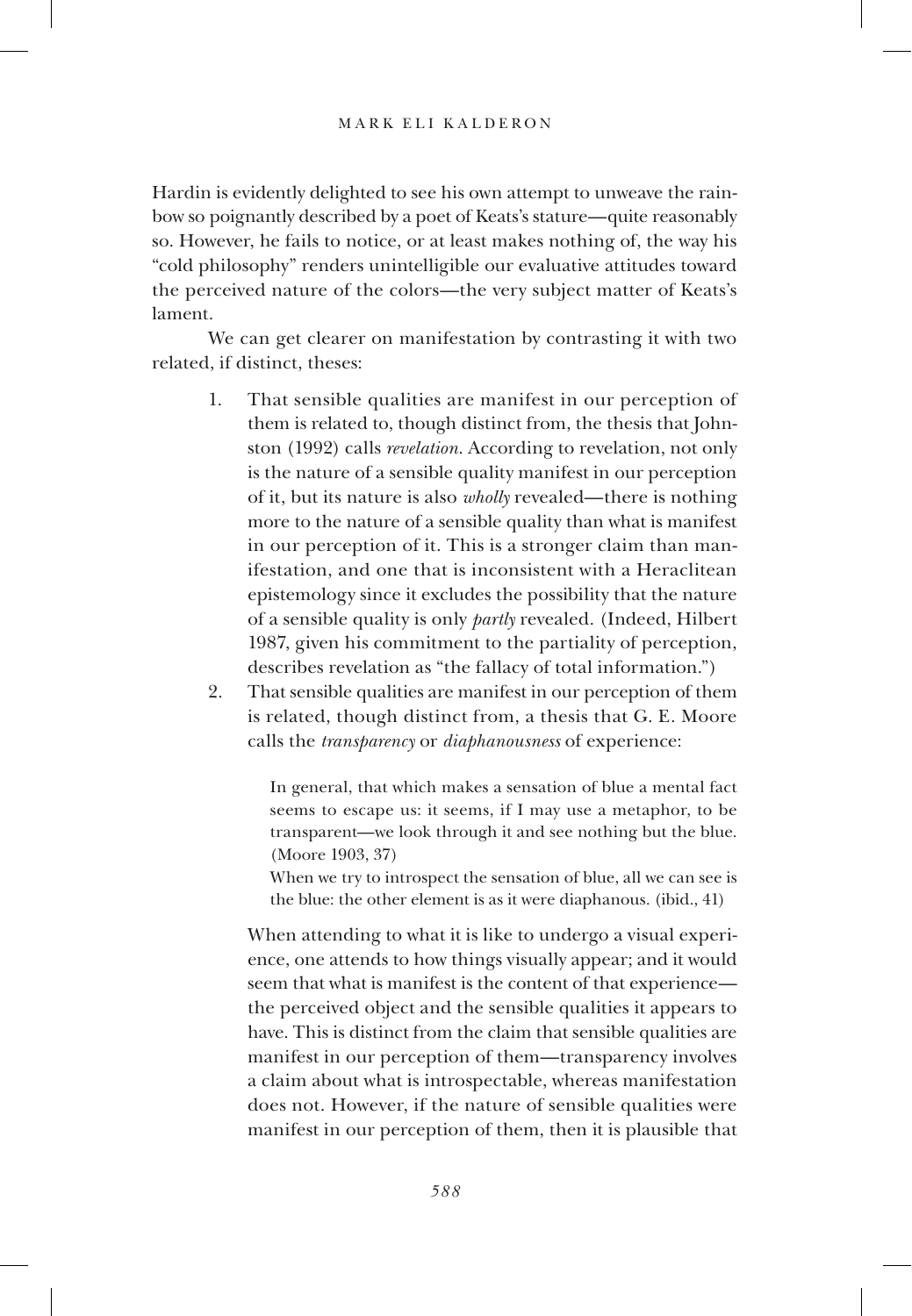Hardin is evidently delighted to see his own attempt to unweave the rainbow so poignantly described by a poet of Keats's stature—quite reasonably so. However, he fails to notice, or at least makes nothing of, the way his "cold philosophy" renders unintelligible our evaluative attitudes toward the perceived nature of the colors—the very subject matter of Keats's lament.

We can get clearer on manifestation by contrasting it with two related, if distinct, theses:

1. That sensible qualities are manifest in our perception of them is related to, though distinct from, the thesis that Johnston (1992) calls *revelation*. According to revelation, not only is the nature of a sensible quality manifest in our perception of it, but its nature is also *wholly* revealed—there is nothing more to the nature of a sensible quality than what is manifest in our perception of it. This is a stronger claim than manifestation, and one that is inconsistent with a Heraclitean epistemology since it excludes the possibility that the nature of a sensible quality is only *partly* revealed. (Indeed, Hilbert 1987, given his commitment to the partiality of perception, describes revelation as "the fallacy of total information.")
2. That sensible qualities are manifest in our perception of them is related, though distinct from, a thesis that G. E. Moore calls the *transparency* or *diaphanousness* of experience:

   > In general, that which makes a sensation of blue a mental fact seems to escape us: it seems, if I may use a metaphor, to be transparent—we look through it and see nothing but the blue. (Moore 1903, 37)
   >
   > When we try to introspect the sensation of blue, all we can see is the blue: the other element is as it were diaphanous. (ibid., 41)

   When attending to what it is like to undergo a visual experience, one attends to how things visually appear; and it would seem that what is manifest is the content of that experience—the perceived object and the sensible qualities it appears to have. This is distinct from the claim that sensible qualities are manifest in our perception of them—transparency involves a claim about what is introspectable, whereas manifestation does not. However, if the nature of sensible qualities were manifest in our perception of them, then it is plausible that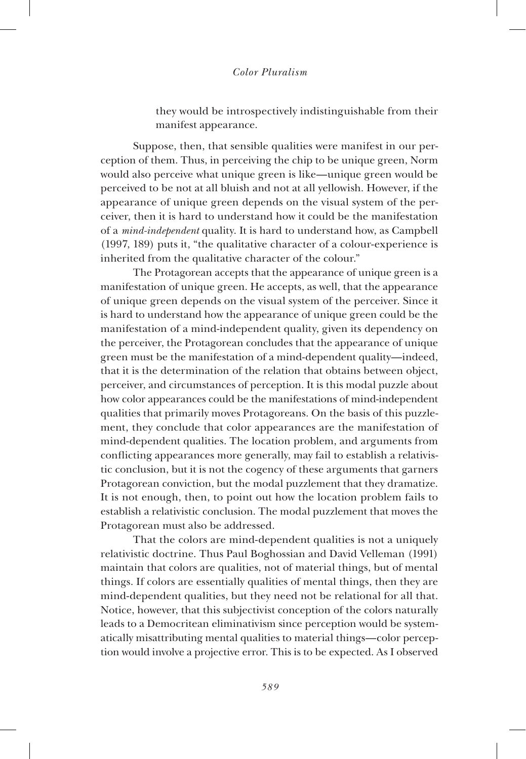they would be introspectively indistinguishable from their manifest appearance.

Suppose, then, that sensible qualities were manifest in our perception of them. Thus, in perceiving the chip to be unique green, Norm would also perceive what unique green is like—unique green would be perceived to be not at all bluish and not at all yellowish. However, if the appearance of unique green depends on the visual system of the perceiver, then it is hard to understand how it could be the manifestation of a *mind-independent* quality. It is hard to understand how, as Campbell (1997, 189) puts it, "the qualitative character of a colour-experience is inherited from the qualitative character of the colour."

The Protagorean accepts that the appearance of unique green is a manifestation of unique green. He accepts, as well, that the appearance of unique green depends on the visual system of the perceiver. Since it is hard to understand how the appearance of unique green could be the manifestation of a mind-independent quality, given its dependency on the perceiver, the Protagorean concludes that the appearance of unique green must be the manifestation of a mind-dependent quality—indeed, that it is the determination of the relation that obtains between object, perceiver, and circumstances of perception. It is this modal puzzle about how color appearances could be the manifestations of mind-independent qualities that primarily moves Protagoreans. On the basis of this puzzlement, they conclude that color appearances are the manifestation of mind-dependent qualities. The location problem, and arguments from conflicting appearances more generally, may fail to establish a relativistic conclusion, but it is not the cogency of these arguments that garners Protagorean conviction, but the modal puzzlement that they dramatize. It is not enough, then, to point out how the location problem fails to establish a relativistic conclusion. The modal puzzlement that moves the Protagorean must also be addressed.

That the colors are mind-dependent qualities is not a uniquely relativistic doctrine. Thus Paul Boghossian and David Velleman (1991) maintain that colors are qualities, not of material things, but of mental things. If colors are essentially qualities of mental things, then they are mind-dependent qualities, but they need not be relational for all that. Notice, however, that this subjectivist conception of the colors naturally leads to a Democritean eliminativism since perception would be systematically misattributing mental qualities to material things—color perception would involve a projective error. This is to be expected. As I observed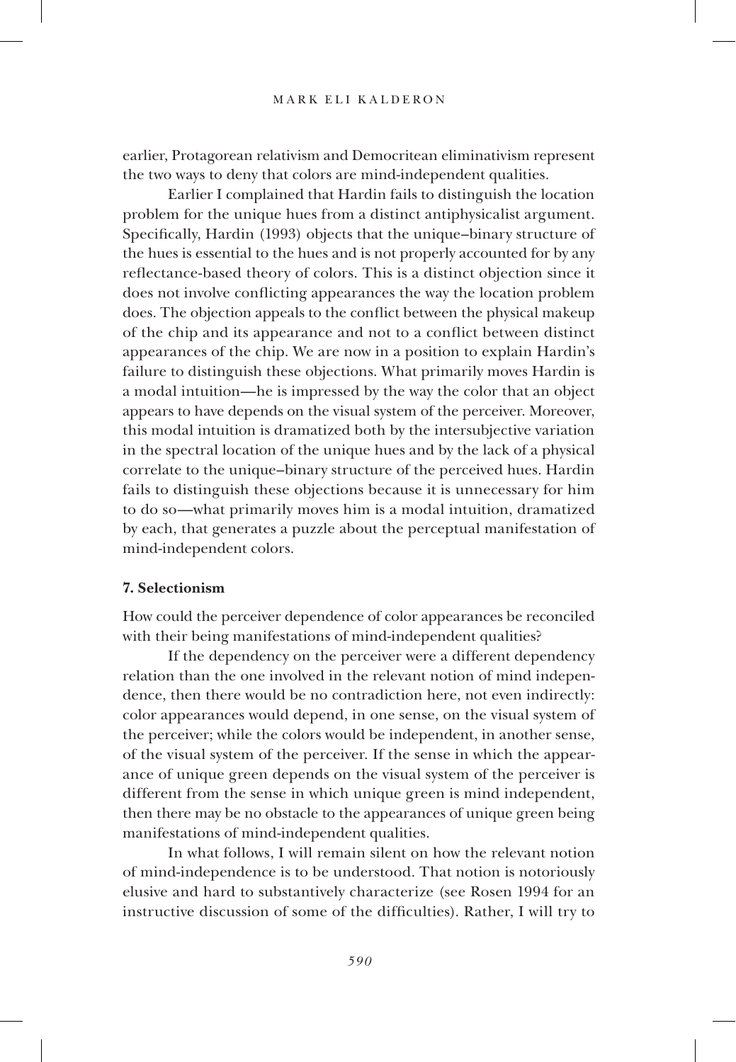earlier, Protagorean relativism and Democritean eliminativism represent the two ways to deny that colors are mind-independent qualities.

Earlier I complained that Hardin fails to distinguish the location problem for the unique hues from a distinct antiphysicalist argument. Specifically, Hardin (1993) objects that the unique–binary structure of the hues is essential to the hues and is not properly accounted for by any reflectance-based theory of colors. This is a distinct objection since it does not involve conflicting appearances the way the location problem does. The objection appeals to the conflict between the physical makeup of the chip and its appearance and not to a conflict between distinct appearances of the chip. We are now in a position to explain Hardin's failure to distinguish these objections. What primarily moves Hardin is a modal intuition—he is impressed by the way the color that an object appears to have depends on the visual system of the perceiver. Moreover, this modal intuition is dramatized both by the intersubjective variation in the spectral location of the unique hues and by the lack of a physical correlate to the unique–binary structure of the perceived hues. Hardin fails to distinguish these objections because it is unnecessary for him to do so—what primarily moves him is a modal intuition, dramatized by each, that generates a puzzle about the perceptual manifestation of mind-independent colors.

**7. Selectionism**

How could the perceiver dependence of color appearances be reconciled with their being manifestations of mind-independent qualities?

If the dependency on the perceiver were a different dependency relation than the one involved in the relevant notion of mind independence, then there would be no contradiction here, not even indirectly: color appearances would depend, in one sense, on the visual system of the perceiver; while the colors would be independent, in another sense, of the visual system of the perceiver. If the sense in which the appearance of unique green depends on the visual system of the perceiver is different from the sense in which unique green is mind independent, then there may be no obstacle to the appearances of unique green being manifestations of mind-independent qualities.

In what follows, I will remain silent on how the relevant notion of mind-independence is to be understood. That notion is notoriously elusive and hard to substantively characterize (see Rosen 1994 for an instructive discussion of some of the difficulties). Rather, I will try to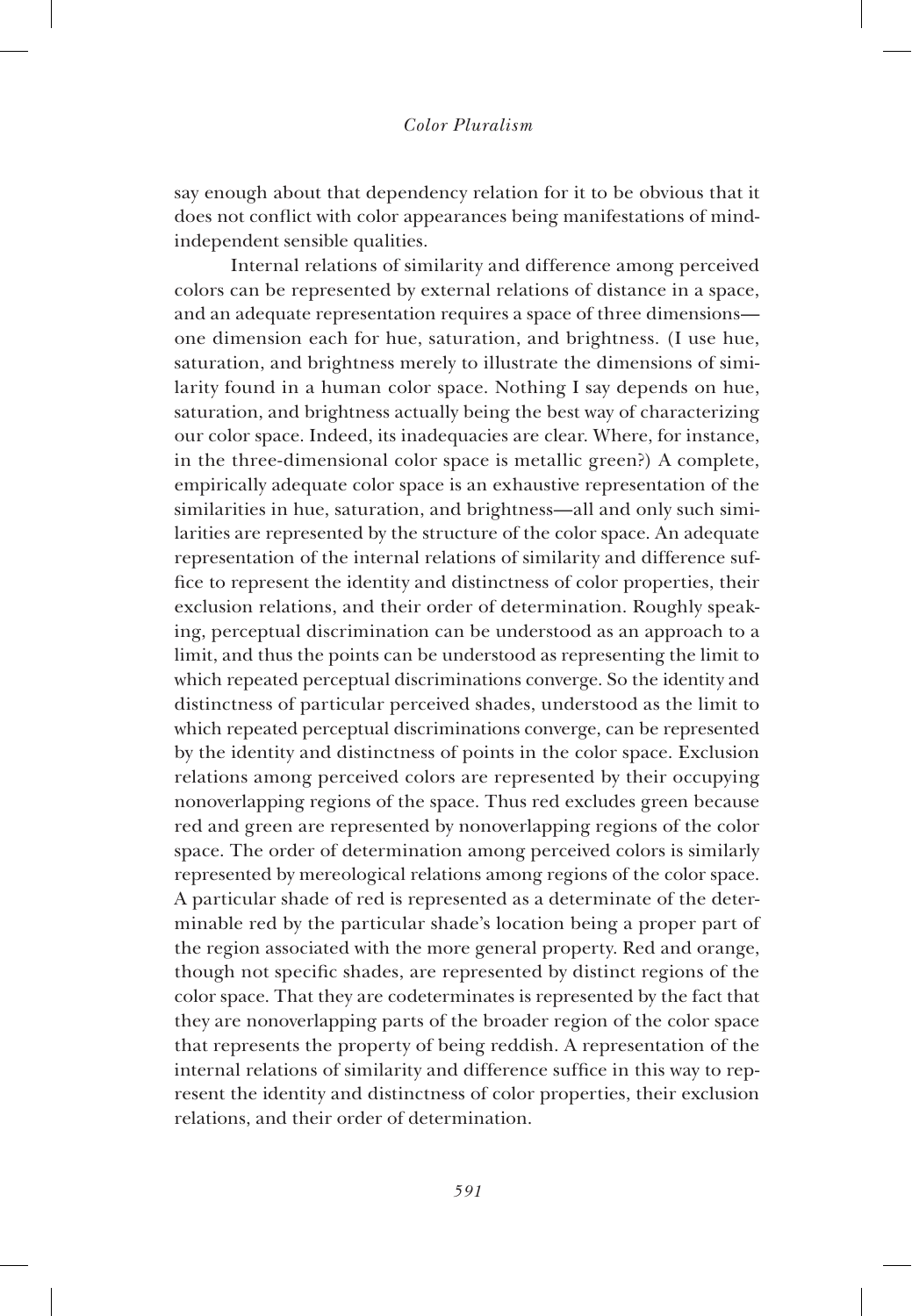say enough about that dependency relation for it to be obvious that it does not conflict with color appearances being manifestations of mind-independent sensible qualities.

Internal relations of similarity and difference among perceived colors can be represented by external relations of distance in a space, and an adequate representation requires a space of three dimensions—one dimension each for hue, saturation, and brightness. (I use hue, saturation, and brightness merely to illustrate the dimensions of similarity found in a human color space. Nothing I say depends on hue, saturation, and brightness actually being the best way of characterizing our color space. Indeed, its inadequacies are clear. Where, for instance, in the three-dimensional color space is metallic green?) A complete, empirically adequate color space is an exhaustive representation of the similarities in hue, saturation, and brightness—all and only such similarities are represented by the structure of the color space. An adequate representation of the internal relations of similarity and difference suffice to represent the identity and distinctness of color properties, their exclusion relations, and their order of determination. Roughly speaking, perceptual discrimination can be understood as an approach to a limit, and thus the points can be understood as representing the limit to which repeated perceptual discriminations converge. So the identity and distinctness of particular perceived shades, understood as the limit to which repeated perceptual discriminations converge, can be represented by the identity and distinctness of points in the color space. Exclusion relations among perceived colors are represented by their occupying nonoverlapping regions of the space. Thus red excludes green because red and green are represented by nonoverlapping regions of the color space. The order of determination among perceived colors is similarly represented by mereological relations among regions of the color space. A particular shade of red is represented as a determinate of the determinable red by the particular shade's location being a proper part of the region associated with the more general property. Red and orange, though not specific shades, are represented by distinct regions of the color space. That they are codeterminates is represented by the fact that they are nonoverlapping parts of the broader region of the color space that represents the property of being reddish. A representation of the internal relations of similarity and difference suffice in this way to represent the identity and distinctness of color properties, their exclusion relations, and their order of determination.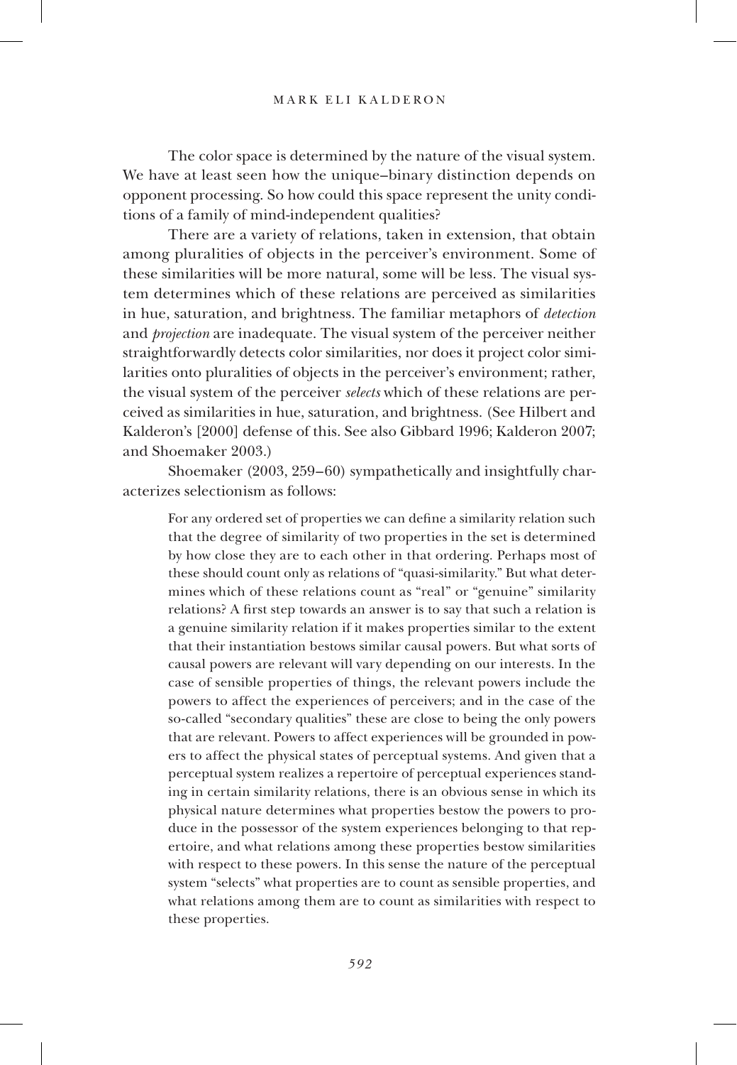The color space is determined by the nature of the visual system. We have at least seen how the unique–binary distinction depends on opponent processing. So how could this space represent the unity conditions of a family of mind-independent qualities?

There are a variety of relations, taken in extension, that obtain among pluralities of objects in the perceiver's environment. Some of these similarities will be more natural, some will be less. The visual system determines which of these relations are perceived as similarities in hue, saturation, and brightness. The familiar metaphors of *detection* and *projection* are inadequate. The visual system of the perceiver neither straightforwardly detects color similarities, nor does it project color similarities onto pluralities of objects in the perceiver's environment; rather, the visual system of the perceiver *selects* which of these relations are perceived as similarities in hue, saturation, and brightness. (See Hilbert and Kalderon's [2000] defense of this. See also Gibbard 1996; Kalderon 2007; and Shoemaker 2003.)

Shoemaker (2003, 259–60) sympathetically and insightfully characterizes selectionism as follows:

> For any ordered set of properties we can define a similarity relation such that the degree of similarity of two properties in the set is determined by how close they are to each other in that ordering. Perhaps most of these should count only as relations of "quasi-similarity." But what determines which of these relations count as "real" or "genuine" similarity relations? A first step towards an answer is to say that such a relation is a genuine similarity relation if it makes properties similar to the extent that their instantiation bestows similar causal powers. But what sorts of causal powers are relevant will vary depending on our interests. In the case of sensible properties of things, the relevant powers include the powers to affect the experiences of perceivers; and in the case of the so-called "secondary qualities" these are close to being the only powers that are relevant. Powers to affect experiences will be grounded in powers to affect the physical states of perceptual systems. And given that a perceptual system realizes a repertoire of perceptual experiences standing in certain similarity relations, there is an obvious sense in which its physical nature determines what properties bestow the powers to produce in the possessor of the system experiences belonging to that repertoire, and what relations among these properties bestow similarities with respect to these powers. In this sense the nature of the perceptual system "selects" what properties are to count as sensible properties, and what relations among them are to count as similarities with respect to these properties.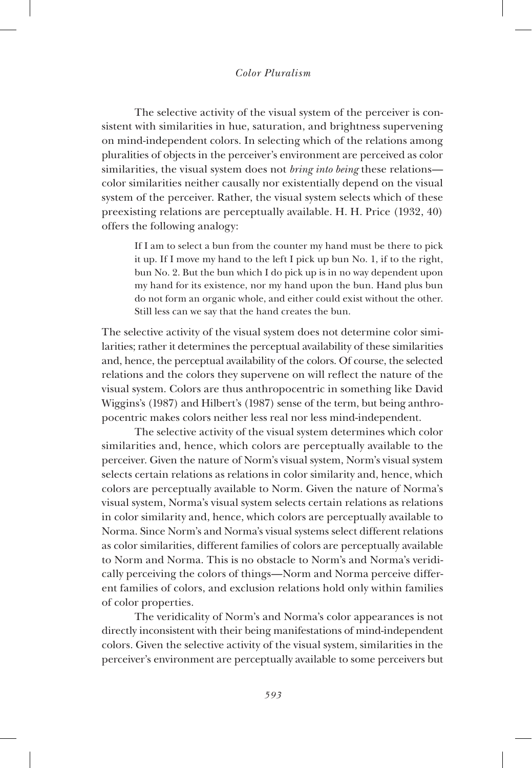The selective activity of the visual system of the perceiver is consistent with similarities in hue, saturation, and brightness supervening on mind-independent colors. In selecting which of the relations among pluralities of objects in the perceiver's environment are perceived as color similarities, the visual system does not *bring into being* these relations—color similarities neither causally nor existentially depend on the visual system of the perceiver. Rather, the visual system selects which of these preexisting relations are perceptually available. H. H. Price (1932, 40) offers the following analogy:

> If I am to select a bun from the counter my hand must be there to pick it up. If I move my hand to the left I pick up bun No. 1, if to the right, bun No. 2. But the bun which I do pick up is in no way dependent upon my hand for its existence, nor my hand upon the bun. Hand plus bun do not form an organic whole, and either could exist without the other. Still less can we say that the hand creates the bun.

The selective activity of the visual system does not determine color similarities; rather it determines the perceptual availability of these similarities and, hence, the perceptual availability of the colors. Of course, the selected relations and the colors they supervene on will reflect the nature of the visual system. Colors are thus anthropocentric in something like David Wiggins's (1987) and Hilbert's (1987) sense of the term, but being anthropocentric makes colors neither less real nor less mind-independent.

The selective activity of the visual system determines which color similarities and, hence, which colors are perceptually available to the perceiver. Given the nature of Norm's visual system, Norm's visual system selects certain relations as relations in color similarity and, hence, which colors are perceptually available to Norm. Given the nature of Norma's visual system, Norma's visual system selects certain relations as relations in color similarity and, hence, which colors are perceptually available to Norma. Since Norm's and Norma's visual systems select different relations as color similarities, different families of colors are perceptually available to Norm and Norma. This is no obstacle to Norm's and Norma's veridically perceiving the colors of things—Norm and Norma perceive different families of colors, and exclusion relations hold only within families of color properties.

The veridicality of Norm's and Norma's color appearances is not directly inconsistent with their being manifestations of mind-independent colors. Given the selective activity of the visual system, similarities in the perceiver's environment are perceptually available to some perceivers but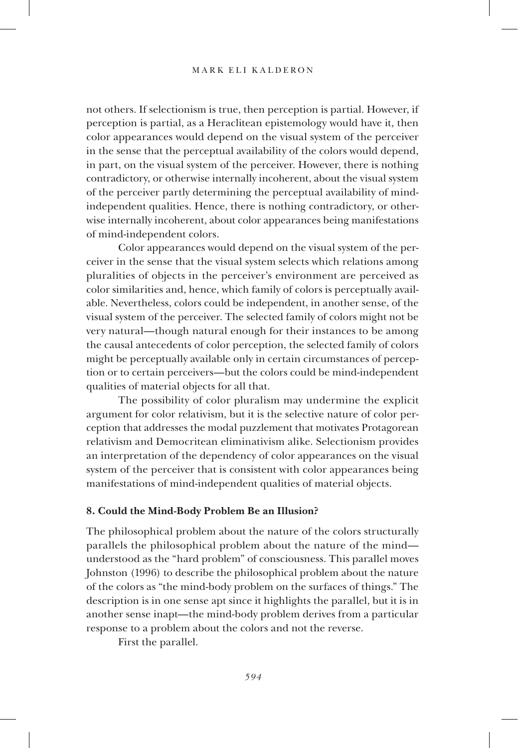not others. If selectionism is true, then perception is partial. However, if perception is partial, as a Heraclitean epistemology would have it, then color appearances would depend on the visual system of the perceiver in the sense that the perceptual availability of the colors would depend, in part, on the visual system of the perceiver. However, there is nothing contradictory, or otherwise internally incoherent, about the visual system of the perceiver partly determining the perceptual availability of mind-independent qualities. Hence, there is nothing contradictory, or otherwise internally incoherent, about color appearances being manifestations of mind-independent colors.

Color appearances would depend on the visual system of the perceiver in the sense that the visual system selects which relations among pluralities of objects in the perceiver's environment are perceived as color similarities and, hence, which family of colors is perceptually available. Nevertheless, colors could be independent, in another sense, of the visual system of the perceiver. The selected family of colors might not be very natural—though natural enough for their instances to be among the causal antecedents of color perception, the selected family of colors might be perceptually available only in certain circumstances of perception or to certain perceivers—but the colors could be mind-independent qualities of material objects for all that.

The possibility of color pluralism may undermine the explicit argument for color relativism, but it is the selective nature of color perception that addresses the modal puzzlement that motivates Protagorean relativism and Democritean eliminativism alike. Selectionism provides an interpretation of the dependency of color appearances on the visual system of the perceiver that is consistent with color appearances being manifestations of mind-independent qualities of material objects.

## 8. Could the Mind-Body Problem Be an Illusion?

The philosophical problem about the nature of the colors structurally parallels the philosophical problem about the nature of the mind—understood as the "hard problem" of consciousness. This parallel moves Johnston (1996) to describe the philosophical problem about the nature of the colors as "the mind-body problem on the surfaces of things." The description is in one sense apt since it highlights the parallel, but it is in another sense inapt—the mind-body problem derives from a particular response to a problem about the colors and not the reverse.

First the parallel.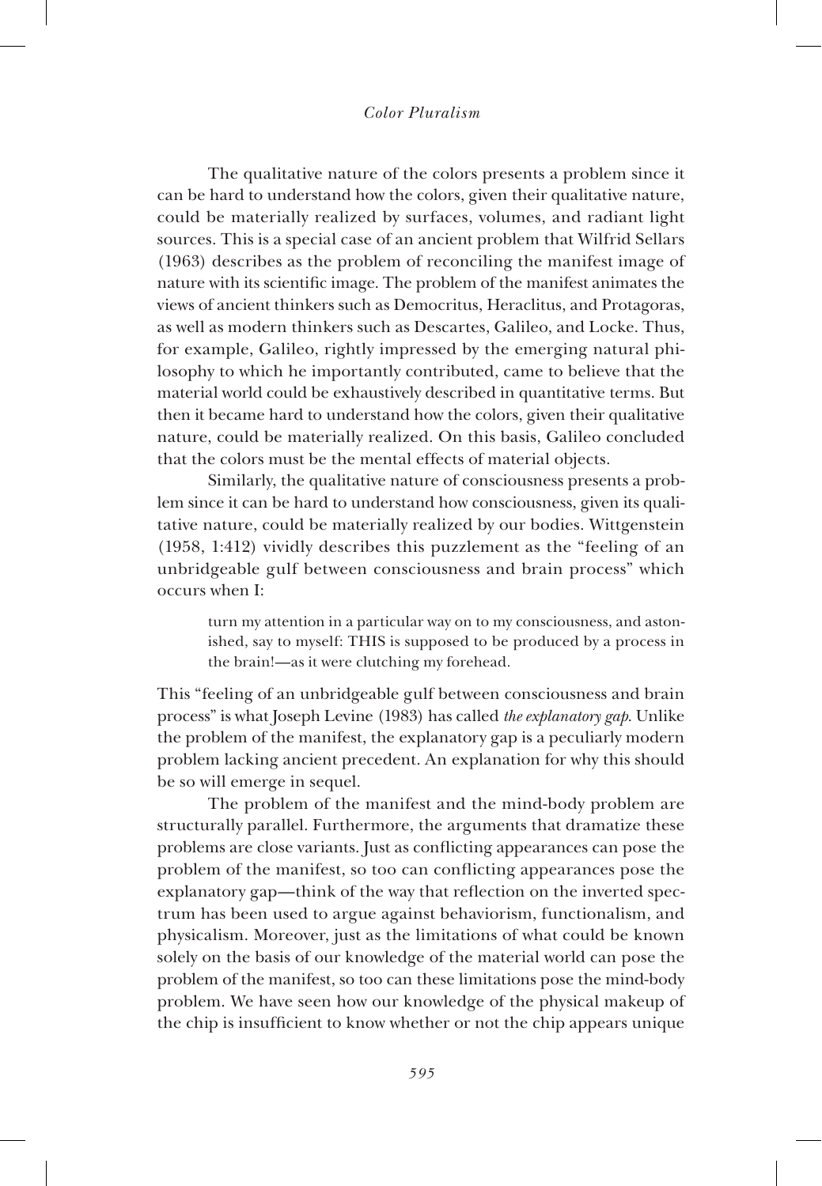The qualitative nature of the colors presents a problem since it can be hard to understand how the colors, given their qualitative nature, could be materially realized by surfaces, volumes, and radiant light sources. This is a special case of an ancient problem that Wilfrid Sellars (1963) describes as the problem of reconciling the manifest image of nature with its scientific image. The problem of the manifest animates the views of ancient thinkers such as Democritus, Heraclitus, and Protagoras, as well as modern thinkers such as Descartes, Galileo, and Locke. Thus, for example, Galileo, rightly impressed by the emerging natural philosophy to which he importantly contributed, came to believe that the material world could be exhaustively described in quantitative terms. But then it became hard to understand how the colors, given their qualitative nature, could be materially realized. On this basis, Galileo concluded that the colors must be the mental effects of material objects.

Similarly, the qualitative nature of consciousness presents a problem since it can be hard to understand how consciousness, given its qualitative nature, could be materially realized by our bodies. Wittgenstein (1958, 1:412) vividly describes this puzzlement as the "feeling of an unbridgeable gulf between consciousness and brain process" which occurs when I:

> turn my attention in a particular way on to my consciousness, and astonished, say to myself: THIS is supposed to be produced by a process in the brain!—as it were clutching my forehead.

This "feeling of an unbridgeable gulf between consciousness and brain process" is what Joseph Levine (1983) has called *the explanatory gap*. Unlike the problem of the manifest, the explanatory gap is a peculiarly modern problem lacking ancient precedent. An explanation for why this should be so will emerge in sequel.

The problem of the manifest and the mind-body problem are structurally parallel. Furthermore, the arguments that dramatize these problems are close variants. Just as conflicting appearances can pose the problem of the manifest, so too can conflicting appearances pose the explanatory gap—think of the way that reflection on the inverted spectrum has been used to argue against behaviorism, functionalism, and physicalism. Moreover, just as the limitations of what could be known solely on the basis of our knowledge of the material world can pose the problem of the manifest, so too can these limitations pose the mind-body problem. We have seen how our knowledge of the physical makeup of the chip is insufficient to know whether or not the chip appears unique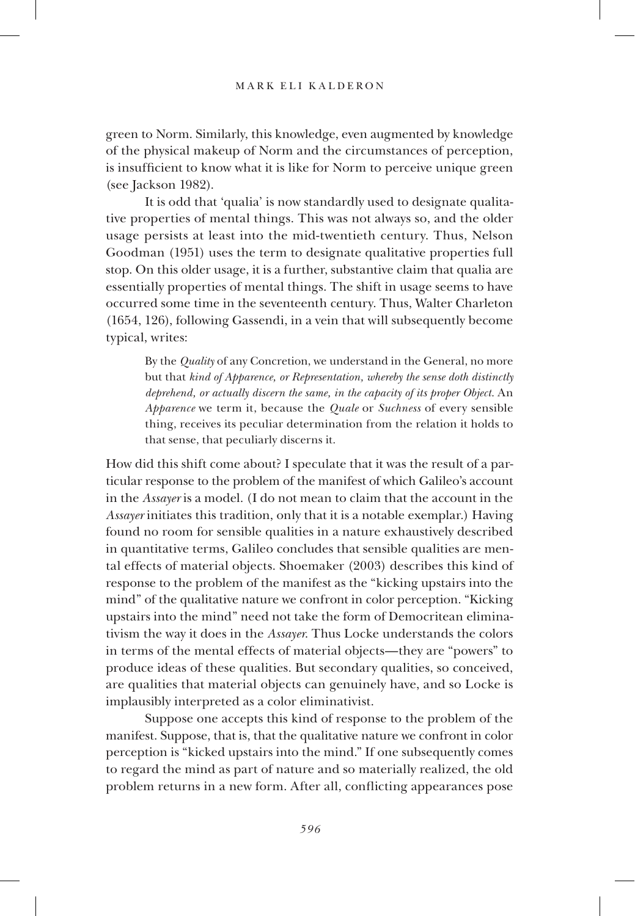green to Norm. Similarly, this knowledge, even augmented by knowledge of the physical makeup of Norm and the circumstances of perception, is insufficient to know what it is like for Norm to perceive unique green (see Jackson 1982).

It is odd that 'qualia' is now standardly used to designate qualitative properties of mental things. This was not always so, and the older usage persists at least into the mid-twentieth century. Thus, Nelson Goodman (1951) uses the term to designate qualitative properties full stop. On this older usage, it is a further, substantive claim that qualia are essentially properties of mental things. The shift in usage seems to have occurred some time in the seventeenth century. Thus, Walter Charleton (1654, 126), following Gassendi, in a vein that will subsequently become typical, writes:

> By the *Quality* of any Concretion, we understand in the General, no more but that *kind of Apparence, or Representation, whereby the sense doth distinctly deprehend, or actually discern the same, in the capacity of its proper Object*. An *Apparence* we term it, because the *Quale* or *Suchness* of every sensible thing, receives its peculiar determination from the relation it holds to that sense, that peculiarly discerns it.

How did this shift come about? I speculate that it was the result of a particular response to the problem of the manifest of which Galileo's account in the *Assayer* is a model. (I do not mean to claim that the account in the *Assayer* initiates this tradition, only that it is a notable exemplar.) Having found no room for sensible qualities in a nature exhaustively described in quantitative terms, Galileo concludes that sensible qualities are mental effects of material objects. Shoemaker (2003) describes this kind of response to the problem of the manifest as the "kicking upstairs into the mind" of the qualitative nature we confront in color perception. "Kicking upstairs into the mind" need not take the form of Democritean eliminativism the way it does in the *Assayer*. Thus Locke understands the colors in terms of the mental effects of material objects—they are "powers" to produce ideas of these qualities. But secondary qualities, so conceived, are qualities that material objects can genuinely have, and so Locke is implausibly interpreted as a color eliminativist.

Suppose one accepts this kind of response to the problem of the manifest. Suppose, that is, that the qualitative nature we confront in color perception is "kicked upstairs into the mind." If one subsequently comes to regard the mind as part of nature and so materially realized, the old problem returns in a new form. After all, conflicting appearances pose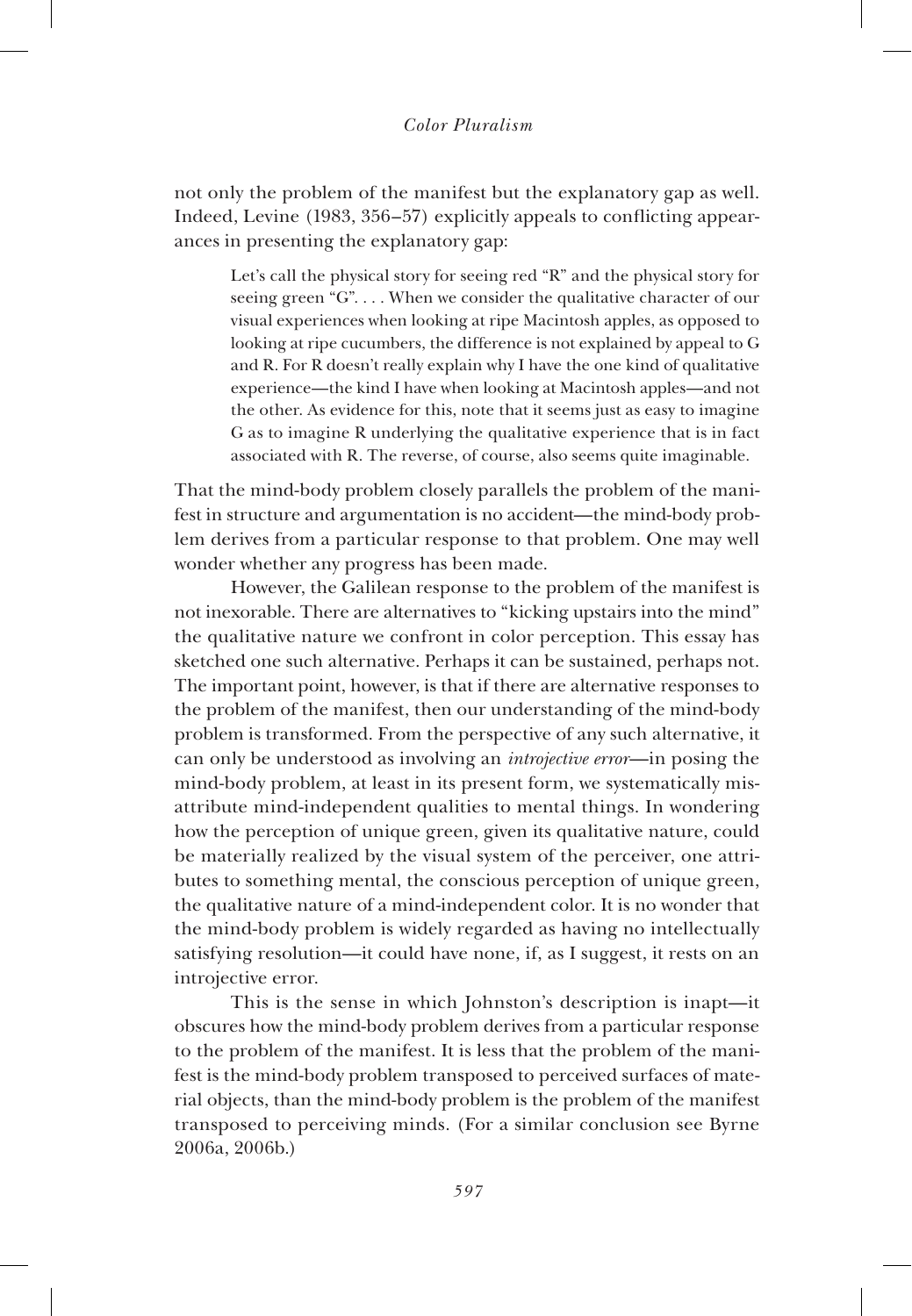not only the problem of the manifest but the explanatory gap as well. Indeed, Levine (1983, 356–57) explicitly appeals to conflicting appearances in presenting the explanatory gap:

> Let's call the physical story for seeing red "R" and the physical story for seeing green "G". . . . When we consider the qualitative character of our visual experiences when looking at ripe Macintosh apples, as opposed to looking at ripe cucumbers, the difference is not explained by appeal to G and R. For R doesn't really explain why I have the one kind of qualitative experience—the kind I have when looking at Macintosh apples—and not the other. As evidence for this, note that it seems just as easy to imagine G as to imagine R underlying the qualitative experience that is in fact associated with R. The reverse, of course, also seems quite imaginable.

That the mind-body problem closely parallels the problem of the manifest in structure and argumentation is no accident—the mind-body problem derives from a particular response to that problem. One may well wonder whether any progress has been made.

However, the Galilean response to the problem of the manifest is not inexorable. There are alternatives to "kicking upstairs into the mind" the qualitative nature we confront in color perception. This essay has sketched one such alternative. Perhaps it can be sustained, perhaps not. The important point, however, is that if there are alternative responses to the problem of the manifest, then our understanding of the mind-body problem is transformed. From the perspective of any such alternative, it can only be understood as involving an *introjective error*—in posing the mind-body problem, at least in its present form, we systematically misattribute mind-independent qualities to mental things. In wondering how the perception of unique green, given its qualitative nature, could be materially realized by the visual system of the perceiver, one attributes to something mental, the conscious perception of unique green, the qualitative nature of a mind-independent color. It is no wonder that the mind-body problem is widely regarded as having no intellectually satisfying resolution—it could have none, if, as I suggest, it rests on an introjective error.

This is the sense in which Johnston's description is inapt—it obscures how the mind-body problem derives from a particular response to the problem of the manifest. It is less that the problem of the manifest is the mind-body problem transposed to perceived surfaces of material objects, than the mind-body problem is the problem of the manifest transposed to perceiving minds. (For a similar conclusion see Byrne 2006a, 2006b.)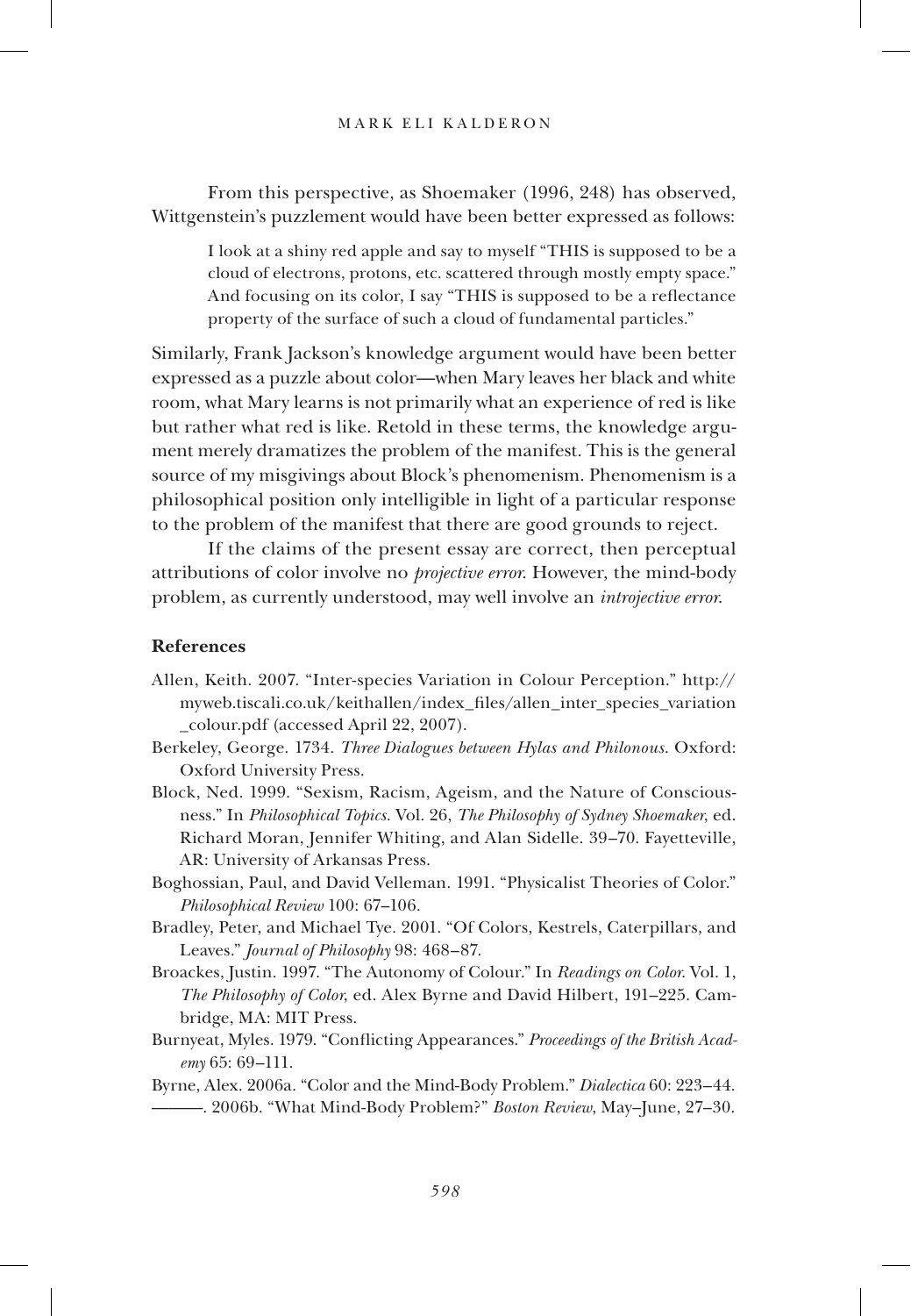From this perspective, as Shoemaker (1996, 248) has observed, Wittgenstein's puzzlement would have been better expressed as follows:

> I look at a shiny red apple and say to myself "THIS is supposed to be a cloud of electrons, protons, etc. scattered through mostly empty space." And focusing on its color, I say "THIS is supposed to be a reflectance property of the surface of such a cloud of fundamental particles."

Similarly, Frank Jackson's knowledge argument would have been better expressed as a puzzle about color—when Mary leaves her black and white room, what Mary learns is not primarily what an experience of red is like but rather what red is like. Retold in these terms, the knowledge argument merely dramatizes the problem of the manifest. This is the general source of my misgivings about Block's phenomenism. Phenomenism is a philosophical position only intelligible in light of a particular response to the problem of the manifest that there are good grounds to reject.

If the claims of the present essay are correct, then perceptual attributions of color involve no *projective error*. However, the mind-body problem, as currently understood, may well involve an *introjective error*.

### References

Allen, Keith. 2007. "Inter-species Variation in Colour Perception." http://myweb.tiscali.co.uk/keithallen/index_files/allen_inter_species_variation_colour.pdf (accessed April 22, 2007).

Berkeley, George. 1734. *Three Dialogues between Hylas and Philonous.* Oxford: Oxford University Press.

Block, Ned. 1999. "Sexism, Racism, Ageism, and the Nature of Consciousness." In *Philosophical Topics.* Vol. 26, *The Philosophy of Sydney Shoemaker*, ed. Richard Moran, Jennifer Whiting, and Alan Sidelle. 39–70. Fayetteville, AR: University of Arkansas Press.

Boghossian, Paul, and David Velleman. 1991. "Physicalist Theories of Color." *Philosophical Review* 100: 67–106.

Bradley, Peter, and Michael Tye. 2001. "Of Colors, Kestrels, Caterpillars, and Leaves." *Journal of Philosophy* 98: 468–87.

Broackes, Justin. 1997. "The Autonomy of Colour." In *Readings on Color.* Vol. 1, *The Philosophy of Color*, ed. Alex Byrne and David Hilbert, 191–225. Cambridge, MA: MIT Press.

Burnyeat, Myles. 1979. "Conflicting Appearances." *Proceedings of the British Academy* 65: 69–111.

Byrne, Alex. 2006a. "Color and the Mind-Body Problem." *Dialectica* 60: 223–44.

———. 2006b. "What Mind-Body Problem?" *Boston Review*, May–June, 27–30.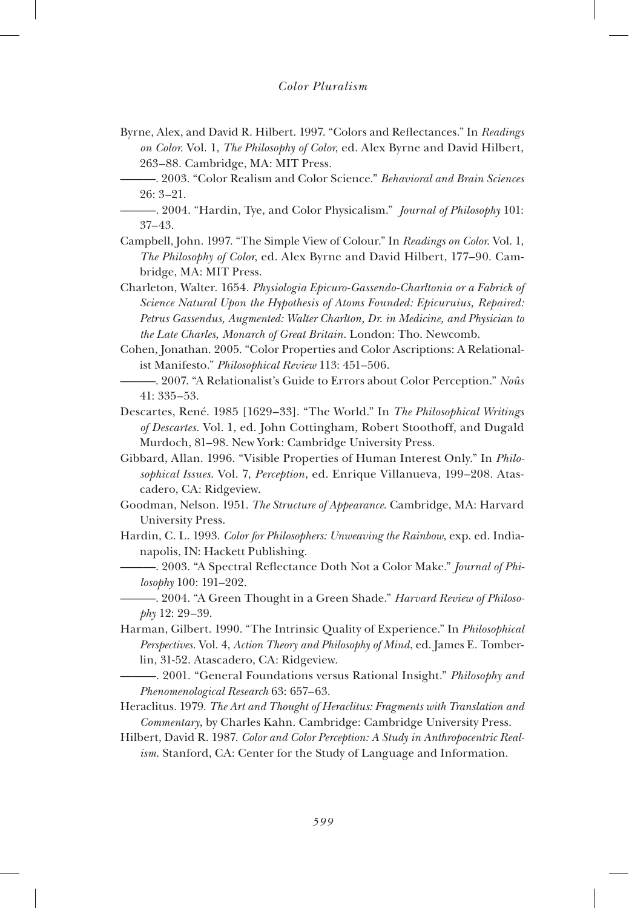Byrne, Alex, and David R. Hilbert. 1997. "Colors and Reflectances." In *Readings on Color*. Vol. 1, *The Philosophy of Color*, ed. Alex Byrne and David Hilbert, 263–88. Cambridge, MA: MIT Press.

———. 2003. "Color Realism and Color Science." *Behavioral and Brain Sciences* 26: 3–21.

———. 2004. "Hardin, Tye, and Color Physicalism." *Journal of Philosophy* 101: 37–43.

Campbell, John. 1997. "The Simple View of Colour." In *Readings on Color*. Vol. 1, *The Philosophy of Color*, ed. Alex Byrne and David Hilbert, 177–90. Cambridge, MA: MIT Press.

Charleton, Walter. 1654. *Physiologia Epicuro-Gassendo-Charltonia or a Fabrick of Science Natural Upon the Hypothesis of Atoms Founded: Epicuruius, Repaired: Petrus Gassendus, Augmented: Walter Charlton, Dr. in Medicine, and Physician to the Late Charles, Monarch of Great Britain*. London: Tho. Newcomb.

Cohen, Jonathan. 2005. "Color Properties and Color Ascriptions: A Relationalist Manifesto." *Philosophical Review* 113: 451–506.

———. 2007. "A Relationalist's Guide to Errors about Color Perception." *Noûs* 41: 335–53.

Descartes, René. 1985 [1629–33]. "The World." In *The Philosophical Writings of Descartes*. Vol. 1, ed. John Cottingham, Robert Stoothoff, and Dugald Murdoch, 81–98. New York: Cambridge University Press.

Gibbard, Allan. 1996. "Visible Properties of Human Interest Only." In *Philosophical Issues*. Vol. 7, *Perception*, ed. Enrique Villanueva, 199–208. Atascadero, CA: Ridgeview.

Goodman, Nelson. 1951. *The Structure of Appearance*. Cambridge, MA: Harvard University Press.

Hardin, C. L. 1993. *Color for Philosophers: Unweaving the Rainbow*, exp. ed. Indianapolis, IN: Hackett Publishing.

———. 2003. "A Spectral Reflectance Doth Not a Color Make." *Journal of Philosophy* 100: 191–202.

———. 2004. "A Green Thought in a Green Shade." *Harvard Review of Philosophy* 12: 29–39.

Harman, Gilbert. 1990. "The Intrinsic Quality of Experience." In *Philosophical Perspectives*. Vol. 4, *Action Theory and Philosophy of Mind*, ed. James E. Tomberlin, 31-52. Atascadero, CA: Ridgeview.

———. 2001. "General Foundations versus Rational Insight." *Philosophy and Phenomenological Research* 63: 657–63.

Heraclitus. 1979. *The Art and Thought of Heraclitus: Fragments with Translation and Commentary*, by Charles Kahn. Cambridge: Cambridge University Press.

Hilbert, David R. 1987. *Color and Color Perception: A Study in Anthropocentric Realism*. Stanford, CA: Center for the Study of Language and Information.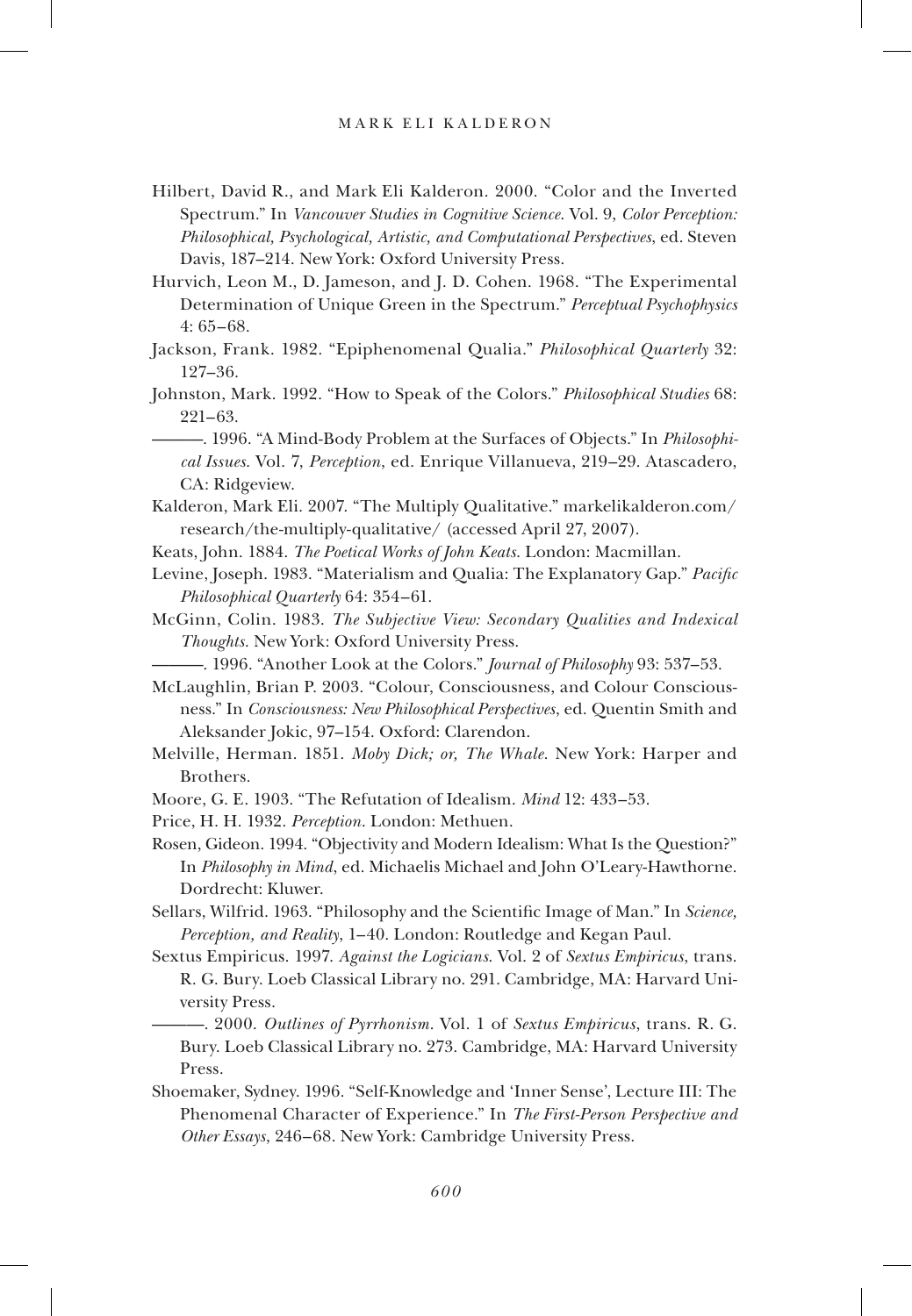Hilbert, David R., and Mark Eli Kalderon. 2000. "Color and the Inverted Spectrum." In *Vancouver Studies in Cognitive Science*. Vol. 9, *Color Perception: Philosophical, Psychological, Artistic, and Computational Perspectives*, ed. Steven Davis, 187–214. New York: Oxford University Press.

Hurvich, Leon M., D. Jameson, and J. D. Cohen. 1968. "The Experimental Determination of Unique Green in the Spectrum." *Perceptual Psychophysics* 4: 65–68.

Jackson, Frank. 1982. "Epiphenomenal Qualia." *Philosophical Quarterly* 32: 127–36.

Johnston, Mark. 1992. "How to Speak of the Colors." *Philosophical Studies* 68: 221–63.

———. 1996. "A Mind-Body Problem at the Surfaces of Objects." In *Philosophical Issues*. Vol. 7, *Perception*, ed. Enrique Villanueva, 219–29. Atascadero, CA: Ridgeview.

Kalderon, Mark Eli. 2007. "The Multiply Qualitative." markelikalderon.com/research/the-multiply-qualitative/ (accessed April 27, 2007).

Keats, John. 1884. *The Poetical Works of John Keats*. London: Macmillan.

Levine, Joseph. 1983. "Materialism and Qualia: The Explanatory Gap." *Pacific Philosophical Quarterly* 64: 354–61.

McGinn, Colin. 1983. *The Subjective View: Secondary Qualities and Indexical Thoughts*. New York: Oxford University Press.

———. 1996. "Another Look at the Colors." *Journal of Philosophy* 93: 537–53.

McLaughlin, Brian P. 2003. "Colour, Consciousness, and Colour Consciousness." In *Consciousness: New Philosophical Perspectives*, ed. Quentin Smith and Aleksander Jokic, 97–154. Oxford: Clarendon.

Melville, Herman. 1851. *Moby Dick; or, The Whale*. New York: Harper and Brothers.

Moore, G. E. 1903. "The Refutation of Idealism. *Mind* 12: 433–53.

Price, H. H. 1932. *Perception*. London: Methuen.

Rosen, Gideon. 1994. "Objectivity and Modern Idealism: What Is the Question?" In *Philosophy in Mind*, ed. Michaelis Michael and John O'Leary-Hawthorne. Dordrecht: Kluwer.

Sellars, Wilfrid. 1963. "Philosophy and the Scientific Image of Man." In *Science, Perception, and Reality*, 1–40. London: Routledge and Kegan Paul.

Sextus Empiricus. 1997. *Against the Logicians*. Vol. 2 of *Sextus Empiricus*, trans. R. G. Bury. Loeb Classical Library no. 291. Cambridge, MA: Harvard University Press.

———. 2000. *Outlines of Pyrrhonism*. Vol. 1 of *Sextus Empiricus*, trans. R. G. Bury. Loeb Classical Library no. 273. Cambridge, MA: Harvard University Press.

Shoemaker, Sydney. 1996. "Self-Knowledge and 'Inner Sense', Lecture III: The Phenomenal Character of Experience." In *The First-Person Perspective and Other Essays*, 246–68. New York: Cambridge University Press.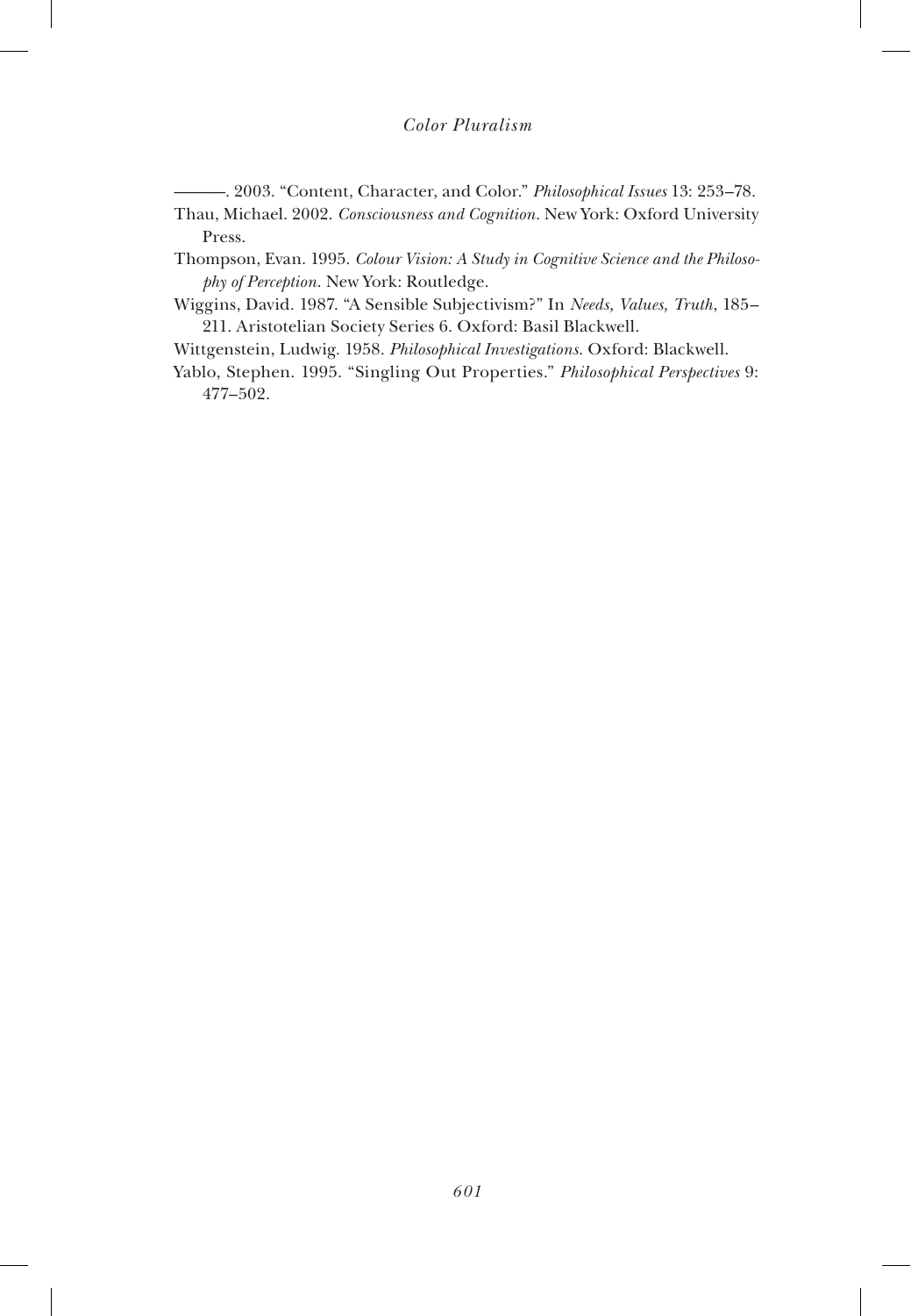———. 2003. "Content, Character, and Color." *Philosophical Issues* 13: 253–78.

Thau, Michael. 2002. *Consciousness and Cognition*. New York: Oxford University Press.

Thompson, Evan. 1995. *Colour Vision: A Study in Cognitive Science and the Philosophy of Perception*. New York: Routledge.

Wiggins, David. 1987. "A Sensible Subjectivism?" In *Needs, Values, Truth*, 185–211. Aristotelian Society Series 6. Oxford: Basil Blackwell.

Wittgenstein, Ludwig. 1958. *Philosophical Investigations*. Oxford: Blackwell.

Yablo, Stephen. 1995. "Singling Out Properties." *Philosophical Perspectives* 9: 477–502.